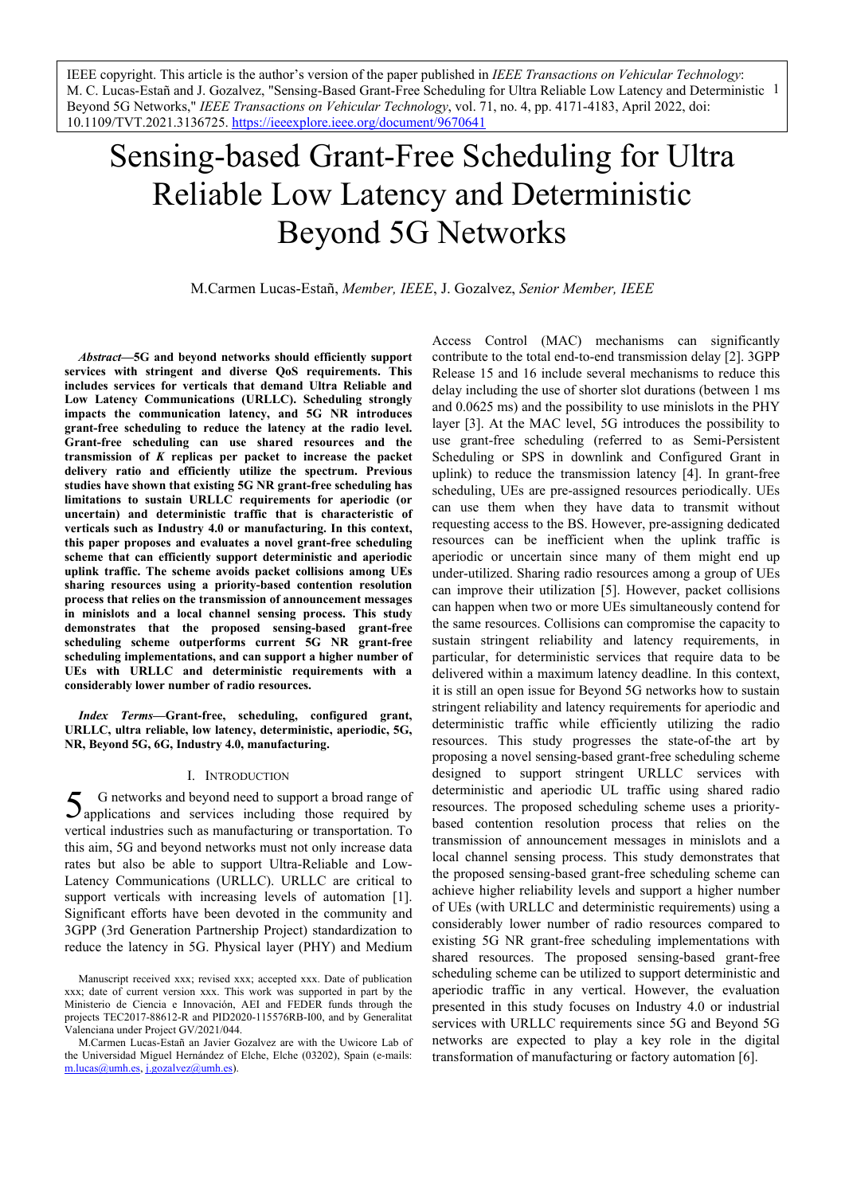IEEE copyright. This article is the author's version of the paper published in *IEEE Transactions on Vehicular Technology*: M. C. Lucas-Estañ and J. Gozalvez, "Sensing-Based Grant-Free Scheduling for Ultra Reliable Low Latency and Deterministic Beyond 5G Networks," *IEEE Transactions on Vehicular Technology*, vol. 71, no. 4, pp. 4171-4183, April 2022, doi: 10.1109/TVT.2021.3136725. https://ieeexplore.ieee.org/document/9670641

# Sensing-based Grant-Free Scheduling for Ultra Reliable Low Latency and Deterministic Beyond 5G Networks

M.Carmen Lucas-Estañ, *Member, IEEE*, J. Gozalvez, *Senior Member, IEEE*

***Abstract*—5G and beyond networks should efficiently support services with stringent and diverse QoS requirements. This includes services for verticals that demand Ultra Reliable and Low Latency Communications (URLLC). Scheduling strongly impacts the communication latency, and 5G NR introduces grant-free scheduling to reduce the latency at the radio level. Grant-free scheduling can use shared resources and the transmission of *K* replicas per packet to increase the packet delivery ratio and efficiently utilize the spectrum. Previous studies have shown that existing 5G NR grant-free scheduling has limitations to sustain URLLC requirements for aperiodic (or uncertain) and deterministic traffic that is characteristic of verticals such as Industry 4.0 or manufacturing. In this context, this paper proposes and evaluates a novel grant-free scheduling scheme that can efficiently support deterministic and aperiodic uplink traffic. The scheme avoids packet collisions among UEs sharing resources using a priority-based contention resolution process that relies on the transmission of announcement messages in minislots and a local channel sensing process. This study demonstrates that the proposed sensing-based grant-free scheduling scheme outperforms current 5G NR grant-free scheduling implementations, and can support a higher number of UEs with URLLC and deterministic requirements with a considerably lower number of radio resources.**

***Index Terms*—Grant-free, scheduling, configured grant, URLLC, ultra reliable, low latency, deterministic, aperiodic, 5G, NR, Beyond 5G, 6G, Industry 4.0, manufacturing.**

## I. Introduction

5G networks and beyond need to support a broad range of applications and services including those required by vertical industries such as manufacturing or transportation. To this aim, 5G and beyond networks must not only increase data rates but also be able to support Ultra-Reliable and Low-Latency Communications (URLLC). URLLC are critical to support verticals with increasing levels of automation [1]. Significant efforts have been devoted in the community and 3GPP (3rd Generation Partnership Project) standardization to reduce the latency in 5G. Physical layer (PHY) and Medium Access Control (MAC) mechanisms can significantly contribute to the total end-to-end transmission delay [2]. 3GPP Release 15 and 16 include several mechanisms to reduce this delay including the use of shorter slot durations (between 1 ms and 0.0625 ms) and the possibility to use minislots in the PHY layer [3]. At the MAC level, 5G introduces the possibility to use grant-free scheduling (referred to as Semi-Persistent Scheduling or SPS in downlink and Configured Grant in uplink) to reduce the transmission latency [4]. In grant-free scheduling, UEs are pre-assigned resources periodically. UEs can use them when they have data to transmit without requesting access to the BS. However, pre-assigning dedicated resources can be inefficient when the uplink traffic is aperiodic or uncertain since many of them might end up under-utilized. Sharing radio resources among a group of UEs can improve their utilization [5]. However, packet collisions can happen when two or more UEs simultaneously contend for the same resources. Collisions can compromise the capacity to sustain stringent reliability and latency requirements, in particular, for deterministic services that require data to be delivered within a maximum latency deadline. In this context, it is still an open issue for Beyond 5G networks how to sustain stringent reliability and latency requirements for aperiodic and deterministic traffic while efficiently utilizing the radio resources. This study progresses the state-of-the art by proposing a novel sensing-based grant-free scheduling scheme designed to support stringent URLLC services with deterministic and aperiodic UL traffic using shared radio resources. The proposed scheduling scheme uses a priority-based contention resolution process that relies on the transmission of announcement messages in minislots and a local channel sensing process. This study demonstrates that the proposed sensing-based grant-free scheduling scheme can achieve higher reliability levels and support a higher number of UEs (with URLLC and deterministic requirements) using a considerably lower number of radio resources compared to existing 5G NR grant-free scheduling implementations with shared resources. The proposed sensing-based grant-free scheduling scheme can be utilized to support deterministic and aperiodic traffic in any vertical. However, the evaluation presented in this study focuses on Industry 4.0 or industrial services with URLLC requirements since 5G and Beyond 5G networks are expected to play a key role in the digital transformation of manufacturing or factory automation [6].

Manuscript received xxx; revised xxx; accepted xxx. Date of publication xxx; date of current version xxx. This work was supported in part by the Ministerio de Ciencia e Innovación, AEI and FEDER funds through the projects TEC2017-88612-R and PID2020-115576RB-I00, and by Generalitat Valenciana under Project GV/2021/044.

M.Carmen Lucas-Estañ an Javier Gozalvez are with the Uwicore Lab of the Universidad Miguel Hernández of Elche, Elche (03202), Spain (e-mails: m.lucas@umh.es, j.gozalvez@umh.es).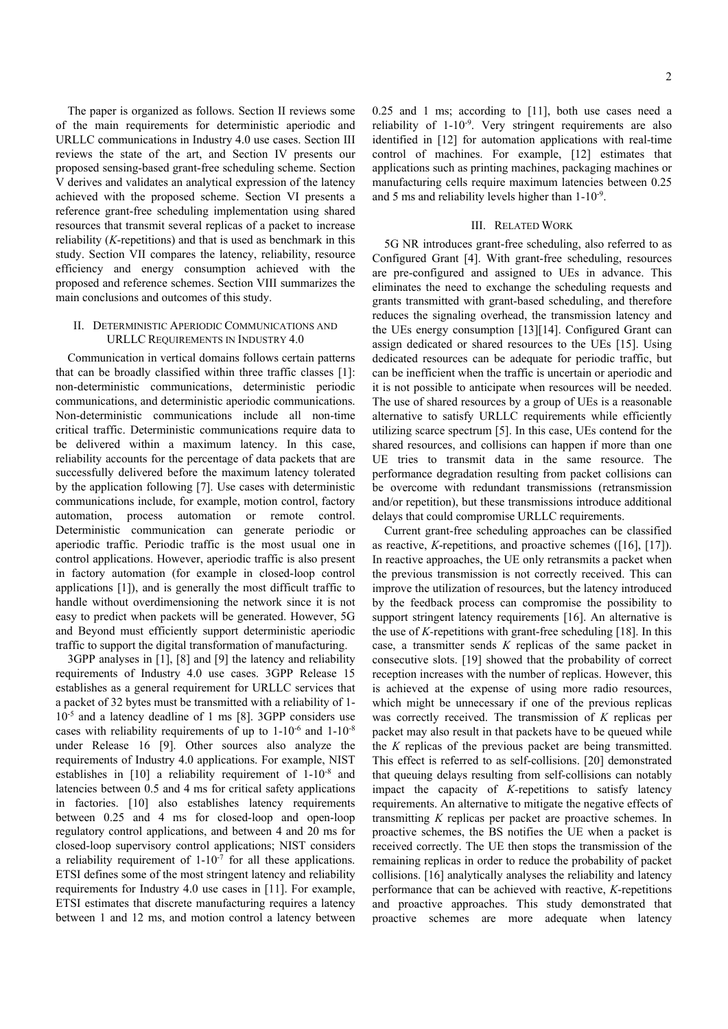The paper is organized as follows. Section II reviews some of the main requirements for deterministic aperiodic and URLLC communications in Industry 4.0 use cases. Section III reviews the state of the art, and Section IV presents our proposed sensing-based grant-free scheduling scheme. Section V derives and validates an analytical expression of the latency achieved with the proposed scheme. Section VI presents a reference grant-free scheduling implementation using shared resources that transmit several replicas of a packet to increase reliability (*K*-repetitions) and that is used as benchmark in this study. Section VII compares the latency, reliability, resource efficiency and energy consumption achieved with the proposed and reference schemes. Section VIII summarizes the main conclusions and outcomes of this study.

## II. Deterministic Aperiodic Communications and URLLC Requirements in Industry 4.0

Communication in vertical domains follows certain patterns that can be broadly classified within three traffic classes [1]: non-deterministic communications, deterministic periodic communications, and deterministic aperiodic communications. Non-deterministic communications include all non-time critical traffic. Deterministic communications require data to be delivered within a maximum latency. In this case, reliability accounts for the percentage of data packets that are successfully delivered before the maximum latency tolerated by the application following [7]. Use cases with deterministic communications include, for example, motion control, factory automation, process automation or remote control. Deterministic communication can generate periodic or aperiodic traffic. Periodic traffic is the most usual one in control applications. However, aperiodic traffic is also present in factory automation (for example in closed-loop control applications [1]), and is generally the most difficult traffic to handle without overdimensioning the network since it is not easy to predict when packets will be generated. However, 5G and Beyond must efficiently support deterministic aperiodic traffic to support the digital transformation of manufacturing.

3GPP analyses in [1], [8] and [9] the latency and reliability requirements of Industry 4.0 use cases. 3GPP Release 15 establishes as a general requirement for URLLC services that a packet of 32 bytes must be transmitted with a reliability of $1-10^{-5}$ and a latency deadline of 1 ms [8]. 3GPP considers use cases with reliability requirements of up to $1-10^{-6}$ and $1-10^{-8}$ under Release 16 [9]. Other sources also analyze the requirements of Industry 4.0 applications. For example, NIST establishes in [10] a reliability requirement of $1-10^{-8}$ and latencies between 0.5 and 4 ms for critical safety applications in factories. [10] also establishes latency requirements between 0.25 and 4 ms for closed-loop and open-loop regulatory control applications, and between 4 and 20 ms for closed-loop supervisory control applications; NIST considers a reliability requirement of $1-10^{-7}$ for all these applications. ETSI defines some of the most stringent latency and reliability requirements for Industry 4.0 use cases in [11]. For example, ETSI estimates that discrete manufacturing requires a latency between 1 and 12 ms, and motion control a latency between 0.25 and 1 ms; according to [11], both use cases need a reliability of $1-10^{-9}$. Very stringent requirements are also identified in [12] for automation applications with real-time control of machines. For example, [12] estimates that applications such as printing machines, packaging machines or manufacturing cells require maximum latencies between 0.25 and 5 ms and reliability levels higher than $1-10^{-9}$.

## III. Related Work

5G NR introduces grant-free scheduling, also referred to as Configured Grant [4]. With grant-free scheduling, resources are pre-configured and assigned to UEs in advance. This eliminates the need to exchange the scheduling requests and grants transmitted with grant-based scheduling, and therefore reduces the signaling overhead, the transmission latency and the UEs energy consumption [13][14]. Configured Grant can assign dedicated or shared resources to the UEs [15]. Using dedicated resources can be adequate for periodic traffic, but can be inefficient when the traffic is uncertain or aperiodic and it is not possible to anticipate when resources will be needed. The use of shared resources by a group of UEs is a reasonable alternative to satisfy URLLC requirements while efficiently utilizing scarce spectrum [5]. In this case, UEs contend for the shared resources, and collisions can happen if more than one UE tries to transmit data in the same resource. The performance degradation resulting from packet collisions can be overcome with redundant transmissions (retransmission and/or repetition), but these transmissions introduce additional delays that could compromise URLLC requirements.

Current grant-free scheduling approaches can be classified as reactive, *K*-repetitions, and proactive schemes ([16], [17]). In reactive approaches, the UE only retransmits a packet when the previous transmission is not correctly received. This can improve the utilization of resources, but the latency introduced by the feedback process can compromise the possibility to support stringent latency requirements [16]. An alternative is the use of *K*-repetitions with grant-free scheduling [18]. In this case, a transmitter sends *K* replicas of the same packet in consecutive slots. [19] showed that the probability of correct reception increases with the number of replicas. However, this is achieved at the expense of using more radio resources, which might be unnecessary if one of the previous replicas was correctly received. The transmission of *K* replicas per packet may also result in that packets have to be queued while the *K* replicas of the previous packet are being transmitted. This effect is referred to as self-collisions. [20] demonstrated that queuing delays resulting from self-collisions can notably impact the capacity of *K*-repetitions to satisfy latency requirements. An alternative to mitigate the negative effects of transmitting *K* replicas per packet are proactive schemes. In proactive schemes, the BS notifies the UE when a packet is received correctly. The UE then stops the transmission of the remaining replicas in order to reduce the probability of packet collisions. [16] analytically analyses the reliability and latency performance that can be achieved with reactive, *K*-repetitions and proactive approaches. This study demonstrated that proactive schemes are more adequate when latency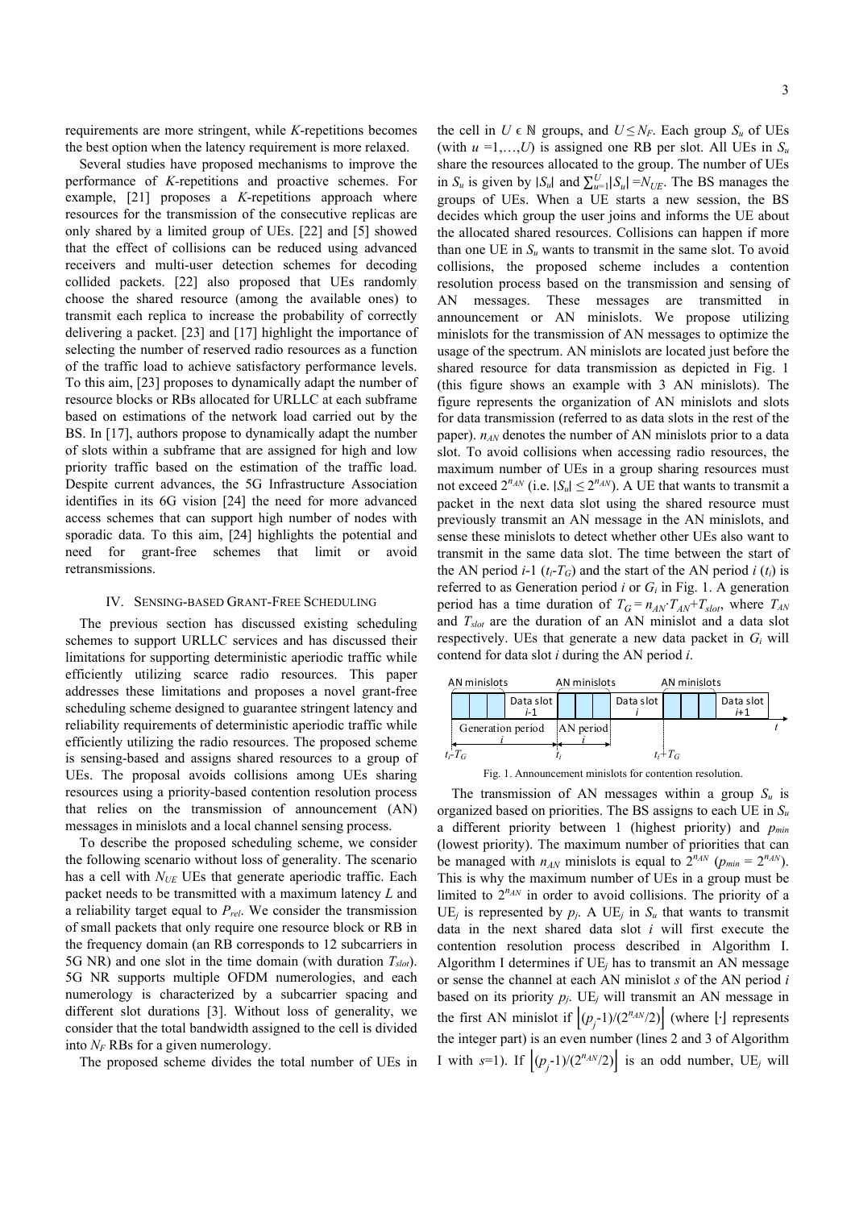requirements are more stringent, while *K*-repetitions becomes the best option when the latency requirement is more relaxed.

Several studies have proposed mechanisms to improve the performance of *K*-repetitions and proactive schemes. For example, [21] proposes a *K*-repetitions approach where resources for the transmission of the consecutive replicas are only shared by a limited group of UEs. [22] and [5] showed that the effect of collisions can be reduced using advanced receivers and multi-user detection schemes for decoding collided packets. [22] also proposed that UEs randomly choose the shared resource (among the available ones) to transmit each replica to increase the probability of correctly delivering a packet. [23] and [17] highlight the importance of selecting the number of reserved radio resources as a function of the traffic load to achieve satisfactory performance levels. To this aim, [23] proposes to dynamically adapt the number of resource blocks or RBs allocated for URLLC at each subframe based on estimations of the network load carried out by the BS. In [17], authors propose to dynamically adapt the number of slots within a subframe that are assigned for high and low priority traffic based on the estimation of the traffic load. Despite current advances, the 5G Infrastructure Association identifies in its 6G vision [24] the need for more advanced access schemes that can support high number of nodes with sporadic data. To this aim, [24] highlights the potential and need for grant-free schemes that limit or avoid retransmissions.

## IV. Sensing-based Grant-Free Scheduling

The previous section has discussed existing scheduling schemes to support URLLC services and has discussed their limitations for supporting deterministic aperiodic traffic while efficiently utilizing scarce radio resources. This paper addresses these limitations and proposes a novel grant-free scheduling scheme designed to guarantee stringent latency and reliability requirements of deterministic aperiodic traffic while efficiently utilizing the radio resources. The proposed scheme is sensing-based and assigns shared resources to a group of UEs. The proposal avoids collisions among UEs sharing resources using a priority-based contention resolution process that relies on the transmission of announcement (AN) messages in minislots and a local channel sensing process.

To describe the proposed scheduling scheme, we consider the following scenario without loss of generality. The scenario has a cell with $N_{UE}$ UEs that generate aperiodic traffic. Each packet needs to be transmitted with a maximum latency $L$ and a reliability target equal to $P_{rel}$. We consider the transmission of small packets that only require one resource block or RB in the frequency domain (an RB corresponds to 12 subcarriers in 5G NR) and one slot in the time domain (with duration $T_{slot}$). 5G NR supports multiple OFDM numerologies, and each numerology is characterized by a subcarrier spacing and different slot durations [3]. Without loss of generality, we consider that the total bandwidth assigned to the cell is divided into $N_F$ RBs for a given numerology.

The proposed scheme divides the total number of UEs in the cell in $U \in \mathbb{N}$ groups, and $U \leq N_F$. Each group $S_u$ of UEs (with $u = 1,\ldots,U$) is assigned one RB per slot. All UEs in $S_u$ share the resources allocated to the group. The number of UEs in $S_u$ is given by $|S_u|$ and $\sum_{u=1}^{U}|S_u| = N_{UE}$. The BS manages the groups of UEs. When a UE starts a new session, the BS decides which group the user joins and informs the UE about the allocated shared resources. Collisions can happen if more than one UE in $S_u$ wants to transmit in the same slot. To avoid collisions, the proposed scheme includes a contention resolution process based on the transmission and sensing of AN messages. These messages are transmitted in announcement or AN minislots. We propose utilizing minislots for the transmission of AN messages to optimize the usage of the spectrum. AN minislots are located just before the shared resource for data transmission as depicted in Fig. 1 (this figure shows an example with 3 AN minislots). The figure represents the organization of AN minislots and slots for data transmission (referred to as data slots in the rest of the paper). $n_{AN}$ denotes the number of AN minislots prior to a data slot. To avoid collisions when accessing radio resources, the maximum number of UEs in a group sharing resources must not exceed $2^{n_{AN}}$ (i.e. $|S_u| \leq 2^{n_{AN}}$). A UE that wants to transmit a packet in the next data slot using the shared resource must previously transmit an AN message in the AN minislots, and sense these minislots to detect whether other UEs also want to transmit in the same data slot. The time between the start of the AN period $i$-1 ($t_i$-$T_G$) and the start of the AN period $i$ ($t_i$) is referred to as Generation period $i$ or $G_i$ in Fig. 1. A generation period has a time duration of $T_G = n_{AN} \cdot T_{AN} + T_{slot}$, where $T_{AN}$ and $T_{slot}$ are the duration of an AN minislot and a data slot respectively. UEs that generate a new data packet in $G_i$ will contend for data slot $i$ during the AN period $i$.

Fig. 1. Announcement minislots for contention resolution.

The transmission of AN messages within a group $S_u$ is organized based on priorities. The BS assigns to each UE in $S_u$ a different priority between 1 (highest priority) and $p_{min}$ (lowest priority). The maximum number of priorities that can be managed with $n_{AN}$ minislots is equal to $2^{n_{AN}}$ ($p_{min} = 2^{n_{AN}}$). This is why the maximum number of UEs in a group must be limited to $2^{n_{AN}}$ in order to avoid collisions. The priority of a UE$_j$ is represented by $p_j$. A UE$_j$ in $S_u$ that wants to transmit data in the next shared data slot $i$ will first execute the contention resolution process described in Algorithm I. Algorithm I determines if UE$_j$ has to transmit an AN message or sense the channel at each AN minislot $s$ of the AN period $i$ based on its priority $p_j$. UE$_j$ will transmit an AN message in the first AN minislot if $\lfloor (p_j\text{-}1)/(2^{n_{AN}}/2) \rfloor$ (where $\lfloor\cdot\rfloor$ represents the integer part) is an even number (lines 2 and 3 of Algorithm I with $s$=1). If $\lfloor (p_j\text{-}1)/(2^{n_{AN}}/2) \rfloor$ is an odd number, UE$_j$ will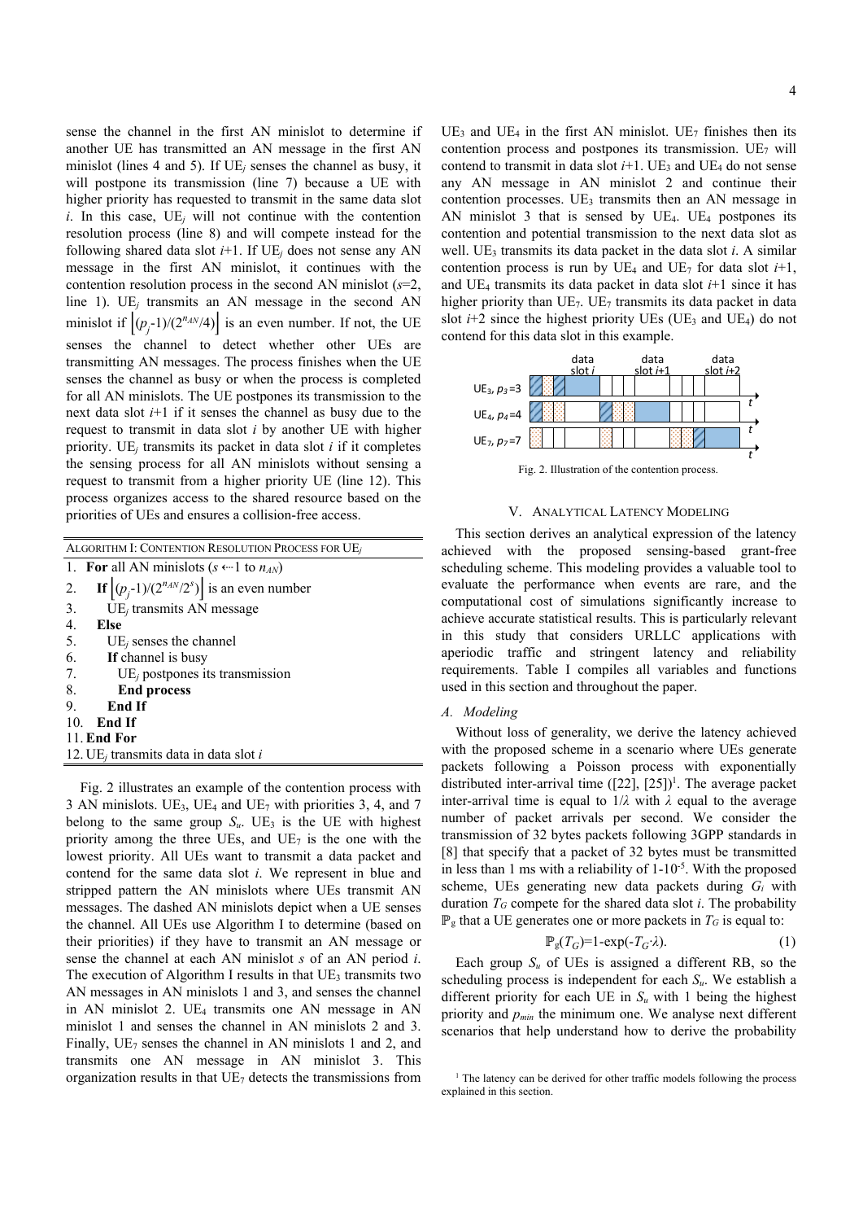sense the channel in the first AN minislot to determine if another UE has transmitted an AN message in the first AN minislot (lines 4 and 5). If $UE_j$ senses the channel as busy, it will postpone its transmission (line 7) because a UE with higher priority has requested to transmit in the same data slot $i$. In this case, $UE_j$ will not continue with the contention resolution process (line 8) and will compete instead for the following shared data slot $i$+1. If $UE_j$ does not sense any AN message in the first AN minislot, it continues with the contention resolution process in the second AN minislot ($s$=2, line 1). $UE_j$ transmits an AN message in the second AN minislot if $\left\lfloor (p_j\text{-}1)/(2^{n_{AN}}/4) \right\rfloor$ is an even number. If not, the UE senses the channel to detect whether other UEs are transmitting AN messages. The process finishes when the UE senses the channel as busy or when the process is completed for all AN minislots. The UE postpones its transmission to the next data slot $i$+1 if it senses the channel as busy due to the request to transmit in data slot $i$ by another UE with higher priority. $UE_j$ transmits its packet in data slot $i$ if it completes the sensing process for all AN minislots without sensing a request to transmit from a higher priority UE (line 12). This process organizes access to the shared resource based on the priorities of UEs and ensures a collision-free access.

ALGORITHM I: CONTENTION RESOLUTION PROCESS FOR $UE_j$

1. **For** all AN minislots ($s$ ←1 to $n_{AN}$)
2. **If** $\left\lfloor (p_j\text{-}1)/(2^{n_{AN}}/2^s) \right\rfloor$ is an even number
3. $UE_j$ transmits AN message
4. **Else**
5. $UE_j$ senses the channel
6. **If** channel is busy
7. $UE_j$ postpones its transmission
8. **End process**
9. **End If**
10. **End If**
11. **End For**
12. $UE_j$ transmits data in data slot $i$

Fig. 2 illustrates an example of the contention process with 3 AN minislots. $UE_3$, $UE_4$ and $UE_7$ with priorities 3, 4, and 7 belong to the same group $S_u$. $UE_3$ is the UE with highest priority among the three UEs, and $UE_7$ is the one with the lowest priority. All UEs want to transmit a data packet and contend for the same data slot $i$. We represent in blue and stripped pattern the AN minislots where UEs transmit AN messages. The dashed AN minislots depict when a UE senses the channel. All UEs use Algorithm I to determine (based on their priorities) if they have to transmit an AN message or sense the channel at each AN minislot $s$ of an AN period $i$. The execution of Algorithm I results in that $UE_3$ transmits two AN messages in AN minislots 1 and 3, and senses the channel in AN minislot 2. $UE_4$ transmits one AN message in AN minislot 1 and senses the channel in AN minislots 2 and 3. Finally, $UE_7$ senses the channel in AN minislots 1 and 2, and transmits one AN message in AN minislot 3. This organization results in that $UE_7$ detects the transmissions from $UE_3$ and $UE_4$ in the first AN minislot. $UE_7$ finishes then its contention process and postpones its transmission. $UE_7$ will contend to transmit in data slot $i$+1. $UE_3$ and $UE_4$ do not sense any AN message in AN minislot 2 and continue their contention processes. $UE_3$ transmits then an AN message in AN minislot 3 that is sensed by $UE_4$. $UE_4$ postpones its contention and potential transmission to the next data slot as well. $UE_3$ transmits its data packet in the data slot $i$. A similar contention process is run by $UE_4$ and $UE_7$ for data slot $i$+1, and $UE_4$ transmits its data packet in data slot $i$+1 since it has higher priority than $UE_7$. $UE_7$ transmits its data packet in data slot $i$+2 since the highest priority UEs ($UE_3$ and $UE_4$) do not contend for this data slot in this example.

Fig. 2. Illustration of the contention process.

## V. ANALYTICAL LATENCY MODELING

This section derives an analytical expression of the latency achieved with the proposed sensing-based grant-free scheduling scheme. This modeling provides a valuable tool to evaluate the performance when events are rare, and the computational cost of simulations significantly increase to achieve accurate statistical results. This is particularly relevant in this study that considers URLLC applications with aperiodic traffic and stringent latency and reliability requirements. Table I compiles all variables and functions used in this section and throughout the paper.

### A. Modeling

Without loss of generality, we derive the latency achieved with the proposed scheme in a scenario where UEs generate packets following a Poisson process with exponentially distributed inter-arrival time ([22], [25])[1]. The average packet inter-arrival time is equal to $1/\lambda$ with $\lambda$ equal to the average number of packet arrivals per second. We consider the transmission of 32 bytes packets following 3GPP standards in [8] that specify that a packet of 32 bytes must be transmitted in less than 1 ms with a reliability of 1-$10^{-5}$. With the proposed scheme, UEs generating new data packets during $G_i$ with duration $T_G$ compete for the shared data slot $i$. The probability $\mathbb{P}_g$ that a UE generates one or more packets in $T_G$ is equal to:

$$\mathbb{P}_g(T_G)=1\text{-}\exp(\text{-}T_G\cdot\lambda). \tag{1}$$

Each group $S_u$ of UEs is assigned a different RB, so the scheduling process is independent for each $S_u$. We establish a different priority for each UE in $S_u$ with 1 being the highest priority and $p_{min}$ the minimum one. We analyse next different scenarios that help understand how to derive the probability

[1] The latency can be derived for other traffic models following the process explained in this section.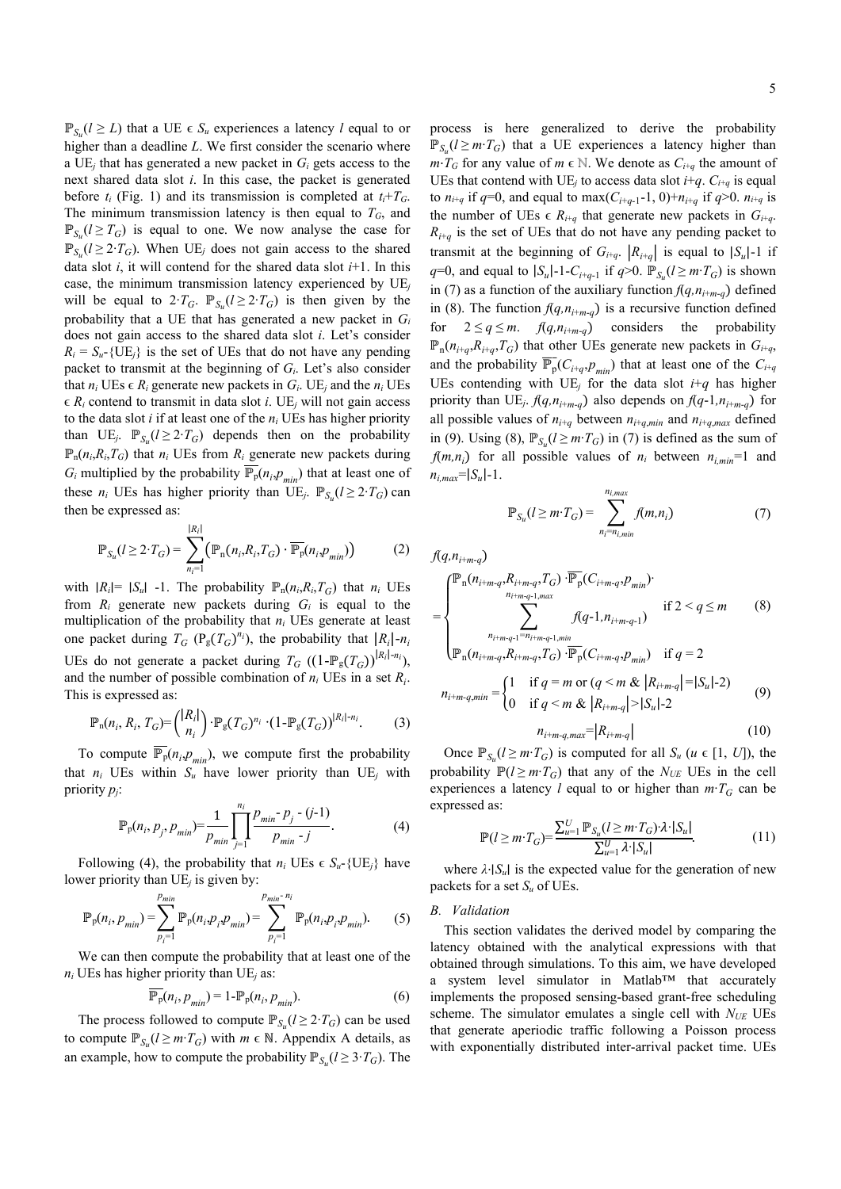$\mathbb{P}_{S_u}(l \geq L)$ that a UE $\epsilon$ $S_u$ experiences a latency $l$ equal to or higher than a deadline $L$. We first consider the scenario where a $\text{UE}_j$ that has generated a new packet in $G_i$ gets access to the next shared data slot $i$. In this case, the packet is generated before $t_i$ (Fig. 1) and its transmission is completed at $t_i+T_G$. The minimum transmission latency is then equal to $T_G$, and $\mathbb{P}_{S_u}(l \geq T_G)$ is equal to one. We now analyse the case for $\mathbb{P}_{S_u}(l \geq 2 \cdot T_G)$. When $\text{UE}_j$ does not gain access to the shared data slot $i$, it will contend for the shared data slot $i+1$. In this case, the minimum transmission latency experienced by $\text{UE}_j$ will be equal to $2 \cdot T_G$. $\mathbb{P}_{S_u}(l \geq 2 \cdot T_G)$ is then given by the probability that a UE that has generated a new packet in $G_i$ does not gain access to the shared data slot $i$. Let's consider $R_i = S_u - \{\text{UE}_j\}$ is the set of UEs that do not have any pending packet to transmit at the beginning of $G_i$. Let's also consider that $n_i$ UEs $\epsilon$ $R_i$ generate new packets in $G_i$. $\text{UE}_j$ and the $n_i$ UEs $\epsilon$ $R_i$ contend to transmit in data slot $i$. $\text{UE}_j$ will not gain access to the data slot $i$ if at least one of the $n_i$ UEs has higher priority than $\text{UE}_j$. $\mathbb{P}_{S_u}(l \geq 2 \cdot T_G)$ depends then on the probability $\mathbb{P}_n(n_i,R_i,T_G)$ that $n_i$ UEs from $R_i$ generate new packets during $G_i$ multiplied by the probability $\overline{\mathbb{P}_p}(n_i,p_{min})$ that at least one of these $n_i$ UEs has higher priority than $\text{UE}_j$. $\mathbb{P}_{S_u}(l \geq 2 \cdot T_G)$ can then be expressed as:

$$\mathbb{P}_{S_u}(l \geq 2 \cdot T_G) = \sum_{n_i=1}^{|R_i|} \left( \mathbb{P}_n(n_i,R_i,T_G) \cdot \overline{\mathbb{P}_p}(n_i,p_{min}) \right) \tag{2}$$

with $|R_i| = |S_u| - 1$. The probability $\mathbb{P}_n(n_i,R_i,T_G)$ that $n_i$ UEs from $R_i$ generate new packets during $G_i$ is equal to the multiplication of the probability that $n_i$ UEs generate at least one packet during $T_G$ $(\mathbb{P}_g(T_G)^{n_i})$, the probability that $|R_i|-n_i$ UEs do not generate a packet during $T_G$ $((1-\mathbb{P}_g(T_G))^{|R_i|-n_i})$, and the number of possible combination of $n_i$ UEs in a set $R_i$. This is expressed as:

$$\mathbb{P}_n(n_i, R_i, T_G) = \binom{|R_i|}{n_i} \cdot \mathbb{P}_g(T_G)^{n_i} \cdot (1-\mathbb{P}_g(T_G))^{|R_i|-n_i}. \tag{3}$$

To compute $\overline{\mathbb{P}_p}(n_i,p_{min})$, we compute first the probability that $n_i$ UEs within $S_u$ have lower priority than $\text{UE}_j$ with priority $p_j$:

$$\mathbb{P}_p(n_i, p_j, p_{min}) = \frac{1}{p_{min}} \prod_{j=1}^{n_i} \frac{p_{min} - p_j - (j-1)}{p_{min} - j}. \tag{4}$$

Following (4), the probability that $n_i$ UEs $\epsilon$ $S_u - \{\text{UE}_j\}$ have lower priority than $\text{UE}_j$ is given by:

$$\mathbb{P}_p(n_i, p_{min}) = \sum_{p_i=1}^{p_{min}} \mathbb{P}_p(n_i,p_i,p_{min}) = \sum_{p_i=1}^{p_{min}-n_i} \mathbb{P}_p(n_i,p_i,p_{min}). \tag{5}$$

We can then compute the probability that at least one of the $n_i$ UEs has higher priority than $\text{UE}_j$ as:

$$\overline{\mathbb{P}_p}(n_i, p_{min}) = 1 - \mathbb{P}_p(n_i, p_{min}). \tag{6}$$

The process followed to compute $\mathbb{P}_{S_u}(l \geq 2 \cdot T_G)$ can be used to compute $\mathbb{P}_{S_u}(l \geq m \cdot T_G)$ with $m \in \mathbb{N}$. Appendix A details, as an example, how to compute the probability $\mathbb{P}_{S_u}(l \geq 3 \cdot T_G)$. The process is here generalized to derive the probability $\mathbb{P}_{S_u}(l \geq m \cdot T_G)$ that a UE experiences a latency higher than $m \cdot T_G$ for any value of $m \in \mathbb{N}$. We denote as $C_{i+q}$ the amount of UEs that contend with $\text{UE}_j$ to access data slot $i+q$. $C_{i+q}$ is equal to $n_{i+q}$ if $q=0$, and equal to $\max(C_{i+q-1}-1, 0)+n_{i+q}$ if $q>0$. $n_{i+q}$ is the number of UEs $\epsilon$ $R_{i+q}$ that generate new packets in $G_{i+q}$. $R_{i+q}$ is the set of UEs that do not have any pending packet to transmit at the beginning of $G_{i+q}$. $|R_{i+q}|$ is equal to $|S_u|-1$ if $q=0$, and equal to $|S_u|-1-C_{i+q-1}$ if $q>0$. $\mathbb{P}_{S_u}(l \geq m \cdot T_G)$ is shown in (7) as a function of the auxiliary function $f(q,n_{i+m-q})$ defined in (8). The function $f(q,n_{i+m-q})$ is a recursive function defined for $2 \leq q \leq m$. $f(q,n_{i+m-q})$ considers the probability $\mathbb{P}_n(n_{i+q},R_{i+q},T_G)$ that other UEs generate new packets in $G_{i+q}$, and the probability $\overline{\mathbb{P}_p}(C_{i+q},p_{min})$ that at least one of the $C_{i+q}$ UEs contending with $\text{UE}_j$ for the data slot $i+q$ has higher priority than $\text{UE}_j$. $f(q,n_{i+m-q})$ also depends on $f(q-1,n_{i+m-q})$ for all possible values of $n_{i+q}$ between $n_{i+q,min}$ and $n_{i+q,max}$ defined in (9). Using (8), $\mathbb{P}_{S_u}(l \geq m \cdot T_G)$ in (7) is defined as the sum of $f(m,n_i)$ for all possible values of $n_i$ between $n_{i,min}=1$ and $n_{i,max}=|S_u|-1$.

$$\mathbb{P}_{S_u}(l \geq m \cdot T_G) = \sum_{n_i=n_{i,min}}^{n_{i,max}} f(m,n_i) \tag{7}$$

$$f(q,n_{i+m-q}) = \begin{cases} \mathbb{P}_n(n_{i+m-q},R_{i+m-q},T_G) \cdot \overline{\mathbb{P}_p}(C_{i+m-q},p_{min}) \cdot \displaystyle\sum_{n_{i+m-q-1}=n_{i+m-q-1,min}}^{n_{i+m-q-1,max}} f(q-1,n_{i+m-q-1}) & \text{if } 2 < q \leq m \\ \mathbb{P}_n(n_{i+m-q},R_{i+m-q},T_G) \cdot \overline{\mathbb{P}_p}(C_{i+m-q},p_{min}) & \text{if } q = 2 \end{cases} \tag{8}$$

$$n_{i+m-q,min} = \begin{cases} 1 & \text{if } q = m \text{ or } (q < m \text{ \& } |R_{i+m-q}| = |S_u|-2) \\ 0 & \text{if } q < m \text{ \& } |R_{i+m-q}| > |S_u|-2 \end{cases} \tag{9}$$

$$n_{i+m-q,max} = |R_{i+m-q}| \tag{10}$$

Once $\mathbb{P}_{S_u}(l \geq m \cdot T_G)$ is computed for all $S_u$ ($u \in [1, U]$), the probability $\mathbb{P}(l \geq m \cdot T_G)$ that any of the $N_{UE}$ UEs in the cell experiences a latency $l$ equal to or higher than $m \cdot T_G$ can be expressed as:

$$\mathbb{P}(l \geq m \cdot T_G) = \frac{\sum_{u=1}^{U} \mathbb{P}_{S_u}(l \geq m \cdot T_G) \cdot \lambda \cdot |S_u|}{\sum_{u=1}^{U} \lambda \cdot |S_u|}. \tag{11}$$

where $\lambda \cdot |S_u|$ is the expected value for the generation of new packets for a set $S_u$ of UEs.

### B. Validation

This section validates the derived model by comparing the latency obtained with the analytical expressions with that obtained through simulations. To this aim, we have developed a system level simulator in Matlab™ that accurately implements the proposed sensing-based grant-free scheduling scheme. The simulator emulates a single cell with $N_{UE}$ UEs that generate aperiodic traffic following a Poisson process with exponentially distributed inter-arrival packet time. UEs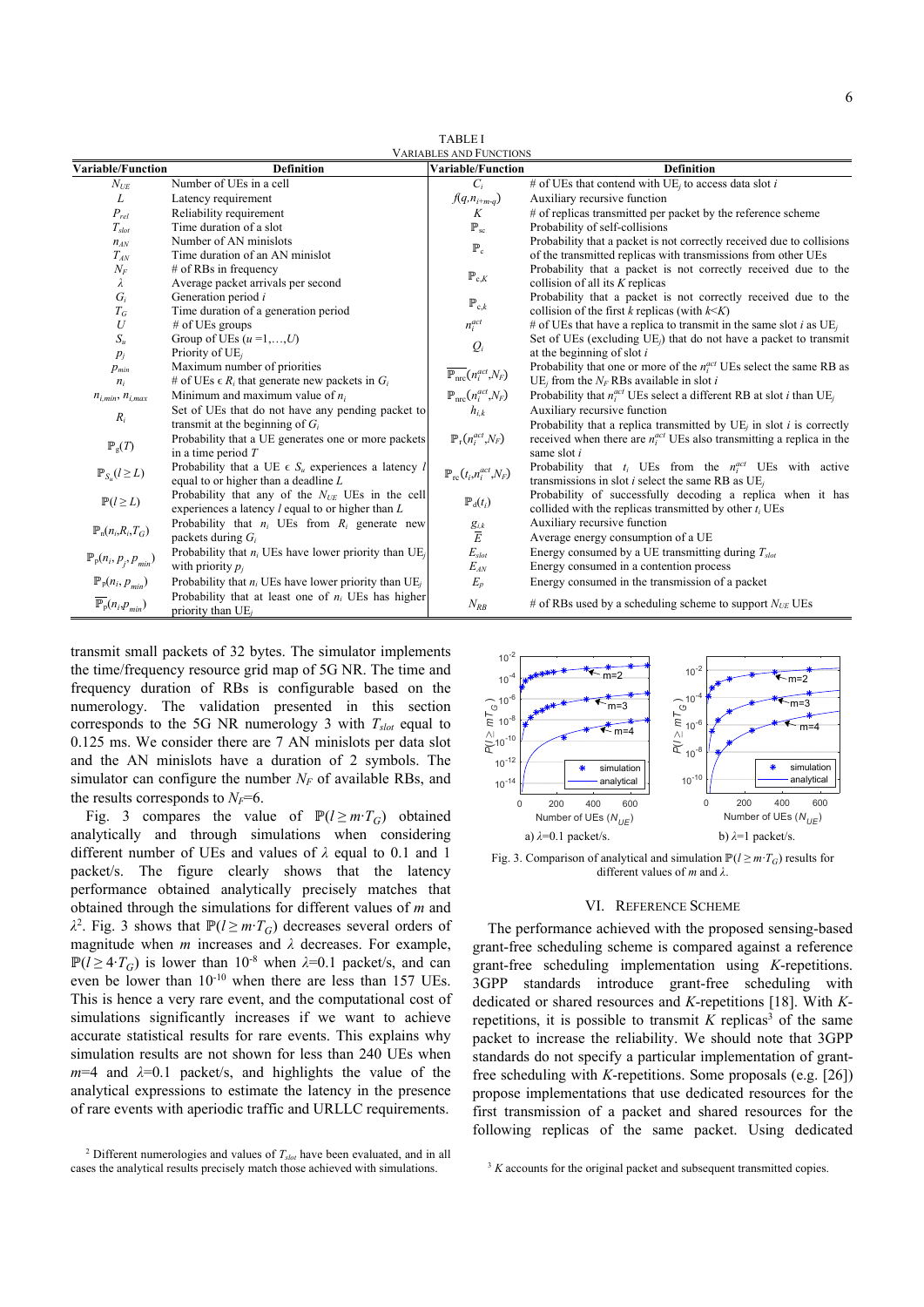TABLE I
VARIABLES AND FUNCTIONS

| Variable/Function | Definition | Variable/Function | Definition |
|---|---|---|---|
| $N_{UE}$ | Number of UEs in a cell | $C_i$ | # of UEs that contend with UE$_j$ to access data slot $i$ |
| $L$ | Latency requirement | $f(q,n_{i+m\cdot q})$ | Auxiliary recursive function |
| $P_{rel}$ | Reliability requirement | $K$ | # of replicas transmitted per packet by the reference scheme |
| $T_{slot}$ | Time duration of a slot | $\mathbb{P}_{sc}$ | Probability of self-collisions |
| $n_{AN}$ | Number of AN minislots | $\mathbb{P}_{c}$ | Probability that a packet is not correctly received due to collisions of the transmitted replicas with transmissions from other UEs |
| $T_{AN}$ | Time duration of an AN minislot | | |
| $N_F$ | # of RBs in frequency | $\mathbb{P}_{c,K}$ | Probability that a packet is not correctly received due to the collision of all its $K$ replicas |
| $\lambda$ | Average packet arrivals per second | | |
| $G_i$ | Generation period $i$ | $\mathbb{P}_{c,k}$ | Probability that a packet is not correctly received due to the collision of the first $k$ replicas (with $k<K$) |
| $T_G$ | Time duration of a generation period | | |
| $U$ | # of UEs groups | $n_i^{act}$ | # of UEs that have a replica to transmit in the same slot $i$ as UE$_j$ |
| $S_u$ | Group of UEs ($u$ =1,…,$U$) | $Q_i$ | Set of UEs (excluding UE$_j$) that do not have a packet to transmit at the beginning of slot $i$ |
| $p_j$ | Priority of UE$_j$ | | |
| $p_{min}$ | Maximum number of priorities | $\overline{\mathbb{P}_{nrc}}(n_i^{act},N_F)$ | Probability that one or more of the $n_i^{act}$ UEs select the same RB as UE$_j$ from the $N_F$ RBs available in slot $i$ |
| $n_i$ | # of UEs $\epsilon$ $R_i$ that generate new packets in $G_i$ | | |
| $n_{i,min}$, $n_{i,max}$ | Minimum and maximum value of $n_i$ | $\mathbb{P}_{nrc}(n_i^{act},N_F)$ | Probability that $n_i^{act}$ UEs select a different RB at slot $i$ than UE$_j$ |
| $R_i$ | Set of UEs that do not have any pending packet to transmit at the beginning of $G_i$ | $h_{i,k}$ | Auxiliary recursive function |
| $\mathbb{P}_g(T)$ | Probability that a UE generates one or more packets in a time period $T$ | $\mathbb{P}_r(n_i^{act},N_F)$ | Probability that a replica transmitted by UE$_j$ in slot $i$ is correctly received when there are $n_i^{act}$ UEs also transmitting a replica in the same slot $i$ |
| $\mathbb{P}_{S_u}(l \geq L)$ | Probability that a UE $\epsilon$ $S_u$ experiences a latency $l$ equal to or higher than a deadline $L$ | $\mathbb{P}_{rc}(t_i,n_i^{act},N_F)$ | Probability that $t_i$ UEs from the $n_i^{act}$ UEs with active transmissions in slot $i$ select the same RB as UE$_j$ |
| $\mathbb{P}(l \geq L)$ | Probability that any of the $N_{UE}$ UEs in the cell experiences a latency $l$ equal to or higher than $L$ | $\mathbb{P}_d(t_i)$ | Probability of successfully decoding a replica when it has collided with the replicas transmitted by other $t_i$ UEs |
| $\mathbb{P}_n(n_i,R_i,T_G)$ | Probability that $n_i$ UEs from $R_i$ generate new packets during $G_i$ | $g_{i,k}$ | Auxiliary recursive function |
| | | $\overline{E}$ | Average energy consumption of a UE |
| $\mathbb{P}_p(n_i,p_j,p_{min})$ | Probability that $n_i$ UEs have lower priority than UE$_j$ with priority $p_j$ | $E_{slot}$ | Energy consumed by a UE transmitting during $T_{slot}$ |
| | | $E_{AN}$ | Energy consumed in a contention process |
| $\mathbb{P}_p(n_i, p_{min})$ | Probability that $n_i$ UEs have lower priority than UE$_j$ | $E_p$ | Energy consumed in the transmission of a packet |
| $\overline{\mathbb{P}_p}(n_i,p_{min})$ | Probability that at least one of $n_i$ UEs has higher priority than UE$_j$ | $N_{RB}$ | # of RBs used by a scheduling scheme to support $N_{UE}$ UEs |

transmit small packets of 32 bytes. The simulator implements the time/frequency resource grid map of 5G NR. The time and frequency duration of RBs is configurable based on the numerology. The validation presented in this section corresponds to the 5G NR numerology 3 with $T_{slot}$ equal to 0.125 ms. We consider there are 7 AN minislots per data slot and the AN minislots have a duration of 2 symbols. The simulator can configure the number $N_F$ of available RBs, and the results corresponds to $N_F$=6.

Fig. 3 compares the value of $\mathbb{P}(l \geq m \cdot T_G)$ obtained analytically and through simulations when considering different number of UEs and values of $\lambda$ equal to 0.1 and 1 packet/s. The figure clearly shows that the latency performance obtained analytically precisely matches that obtained through the simulations for different values of $m$ and $\lambda$[2]. Fig. 3 shows that $\mathbb{P}(l \geq m \cdot T_G)$ decreases several orders of magnitude when $m$ increases and $\lambda$ decreases. For example, $\mathbb{P}(l \geq 4 \cdot T_G)$ is lower than $10^{-8}$ when $\lambda$=0.1 packet/s, and can even be lower than $10^{-10}$ when there are less than 157 UEs. This is hence a very rare event, and the computational cost of simulations significantly increases if we want to achieve accurate statistical results for rare events. This explains why simulation results are not shown for less than 240 UEs when $m$=4 and $\lambda$=0.1 packet/s, and highlights the value of the analytical expressions to estimate the latency in the presence of rare events with aperiodic traffic and URLLC requirements.

Fig. 3. Comparison of analytical and simulation $\mathbb{P}(l \geq m \cdot T_G)$ results for different values of $m$ and $\lambda$. (a) $\lambda$=0.1 packet/s. (b) $\lambda$=1 packet/s.

## VI. Reference Scheme

The performance achieved with the proposed sensing-based grant-free scheduling scheme is compared against a reference grant-free scheduling implementation using $K$-repetitions. 3GPP standards introduce grant-free scheduling with dedicated or shared resources and $K$-repetitions [18]. With $K$-repetitions, it is possible to transmit $K$ replicas[3] of the same packet to increase the reliability. We should note that 3GPP standards do not specify a particular implementation of grant-free scheduling with $K$-repetitions. Some proposals (e.g. [26]) propose implementations that use dedicated resources for the first transmission of a packet and shared resources for the following replicas of the same packet. Using dedicated

[2] Different numerologies and values of $T_{slot}$ have been evaluated, and in all cases the analytical results precisely match those achieved with simulations.

[3] $K$ accounts for the original packet and subsequent transmitted copies.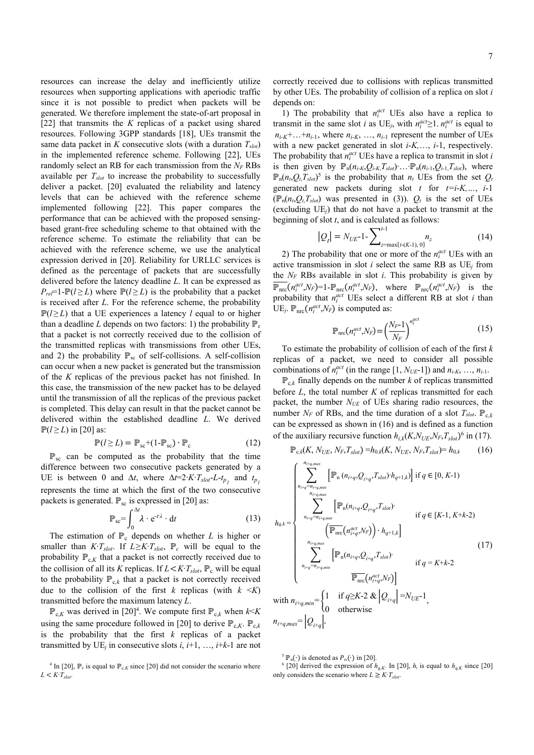resources can increase the delay and inefficiently utilize resources when supporting applications with aperiodic traffic since it is not possible to predict when packets will be generated. We therefore implement the state-of-art proposal in [22] that transmits the $K$ replicas of a packet using shared resources. Following 3GPP standards [18], UEs transmit the same data packet in $K$ consecutive slots (with a duration $T_{slot}$) in the implemented reference scheme. Following [22], UEs randomly select an RB for each transmission from the $N_F$ RBs available per $T_{slot}$ to increase the probability to successfully deliver a packet. [20] evaluated the reliability and latency levels that can be achieved with the reference scheme implemented following [22]. This paper compares the performance that can be achieved with the proposed sensing-based grant-free scheduling scheme to that obtained with the reference scheme. To estimate the reliability that can be achieved with the reference scheme, we use the analytical expression derived in [20]. Reliability for URLLC services is defined as the percentage of packets that are successfully delivered before the latency deadline $L$. It can be expressed as $P_{ref}$=1-$\mathbb{P}(l \geq L)$ where $\mathbb{P}(l \geq L)$ is the probability that a packet is received after $L$. For the reference scheme, the probability $\mathbb{P}(l \geq L)$ that a UE experiences a latency $l$ equal to or higher than a deadline $L$ depends on two factors: 1) the probability $\mathbb{P}_c$ that a packet is not correctly received due to the collision of the transmitted replicas with transmissions from other UEs, and 2) the probability $\mathbb{P}_{sc}$ of self-collisions. A self-collision can occur when a new packet is generated but the transmission of the $K$ replicas of the previous packet has not finished. In this case, the transmission of the new packet has to be delayed until the transmission of all the replicas of the previous packet is completed. This delay can result in that the packet cannot be delivered within the established deadline $L$. We derived $\mathbb{P}(l \geq L)$ in [20] as:

$$\mathbb{P}(l \geq L) = \mathbb{P}_{sc} + (1-\mathbb{P}_{sc}) \cdot \mathbb{P}_c \tag{12}$$

$\mathbb{P}_{sc}$ can be computed as the probability that the time difference between two consecutive packets generated by a UE is between 0 and $\Delta t$, where $\Delta t$=2·$K$·$T_{slot}$-$L$-$t_{p_1}$ and $t_{p_1}$ represents the time at which the first of the two consecutive packets is generated. $\mathbb{P}_{sc}$ is expressed in [20] as:

$$\mathbb{P}_{sc} = \int_0^{\Delta t} \lambda \cdot e^{-t \cdot \lambda} \cdot dt \tag{13}$$

The estimation of $\mathbb{P}_c$ depends on whether $L$ is higher or smaller than $K$·$T_{slot}$. If $L \geq K \cdot T_{slot}$, $\mathbb{P}_c$ will be equal to the probability $\mathbb{P}_{c,K}$ that a packet is not correctly received due to the collision of all its $K$ replicas. If $L < K \cdot T_{slot}$, $\mathbb{P}_c$ will be equal to the probability $\mathbb{P}_{c,k}$ that a packet is not correctly received due to the collision of the first $k$ replicas (with $k < K$) transmitted before the maximum latency $L$.

$\mathbb{P}_{c,K}$ was derived in [20][4]. We compute first $\mathbb{P}_{c,k}$ when $k<K$ using the same procedure followed in [20] to derive $\mathbb{P}_{c,K}$. $\mathbb{P}_{c,k}$ is the probability that the first $k$ replicas of a packet transmitted by UE$_j$ in consecutive slots $i$, $i$+1, …, $i$+$k$-1 are not correctly received due to collisions with replicas transmitted by other UEs. The probability of collision of a replica on slot $i$ depends on:

1) The probability that $n_i^{act}$ UEs also have a replica to transmit in the same slot $i$ as UE$_j$, with $n_i^{act} \geq 1$. $n_i^{act}$ is equal to $n_{i-K}$+…+$n_{i-1}$, where $n_{i-K}$, …, $n_{i-1}$ represent the number of UEs with a new packet generated in slot $i$-$K$,…, $i$-1, respectively. The probability that $n_i^{act}$ UEs have a replica to transmit in slot $i$ is then given by $\mathbb{P}_n(n_{i-K},Q_{i-K},T_{slot})$·…·$\mathbb{P}_n(n_{i-1},Q_{i-1},T_{slot})$, where $\mathbb{P}_n(n_t,Q_t,T_{slot})$[5] is the probability that $n_t$ UEs from the set $Q_t$ generated new packets during slot $t$ for $t$=$i$-$K$,…, $i$-1 ($\mathbb{P}_n(n_t,Q_t,T_{slot})$ was presented in (3)). $Q_t$ is the set of UEs (excluding UE$_j$) that do not have a packet to transmit at the beginning of slot $t$, and is calculated as follows:

$$|Q_t| = N_{UE} - 1 - \sum_{z=\max\{t-(K-1),\,0\}}^{t-1} n_z \tag{14}$$

2) The probability that one or more of the $n_i^{act}$ UEs with an active transmission in slot $i$ select the same RB as UE$_j$ from the $N_F$ RBs available in slot $i$. This probability is given by $\overline{\mathbb{P}_{nrc}}(n_i^{act},N_F)$=1-$\mathbb{P}_{nrc}(n_i^{act},N_F)$, where $\mathbb{P}_{nrc}(n_i^{act},N_F)$ is the probability that $n_i^{act}$ UEs select a different RB at slot $i$ than UE$_j$. $\mathbb{P}_{nrc}(n_i^{act},N_F)$ is computed as:

$$\mathbb{P}_{nrc}(n_i^{act},N_F) = \left(\frac{N_F-1}{N_F}\right)^{n_i^{act}} \tag{15}$$

To estimate the probability of collision of each of the first $k$ replicas of a packet, we need to consider all possible combinations of $n_i^{act}$ (in the range [1, $N_{UE}$-1]) and $n_{i-K}$, …, $n_{i-1}$.

$\mathbb{P}_{c,k}$ finally depends on the number $k$ of replicas transmitted before $L$, the total number $K$ of replicas transmitted for each packet, the number $N_{UE}$ of UEs sharing radio resources, the number $N_F$ of RBs, and the time duration of a slot $T_{slot}$. $\mathbb{P}_{c,k}$ can be expressed as shown in (16) and is defined as a function of the auxiliary recursive function $h_{i,k}(K,N_{UE},N_F,T_{slot})$[6] in (17).

$$\mathbb{P}_{c,k}(K, N_{UE}, N_F, T_{slot}) = h_{0,k}(K, N_{UE}, N_F, T_{slot}) = h_{0,k} \tag{16}$$

$$h_{q,k} = \begin{cases} \displaystyle\sum_{n_{i+q}=n_{i+q,min}}^{n_{i+q,max}} \left[\mathbb{P}_n(n_{i+q},Q_{i+q},T_{slot}) \cdot h_{q+1,k}\right] & \text{if } q \in [0, K\text{-}1) \\ \displaystyle\sum_{n_{i+q}=n_{i+q,min}}^{n_{i+q,max}} \left[\mathbb{P}_n(n_{i+q},Q_{i+q},T_{slot}) \cdot \left(\overline{\mathbb{P}_{nrc}}(n_{i+q}^{act},N_F)\right) \cdot h_{q+1,k}\right] & \text{if } q \in [K\text{-}1, K\text{+}k\text{-}2) \\ \displaystyle\sum_{n_{i+q}=n_{i+q,min}}^{n_{i+q,max}} \left[\mathbb{P}_n(n_{i+q},Q_{i+q},T_{slot}) \cdot \overline{\mathbb{P}_{nrc}}(n_{i+q}^{act},N_F)\right] & \text{if } q = K\text{+}k\text{-}2 \end{cases} \tag{17}$$

with $n_{i+q,min} = \begin{cases} 1 & \text{if } q \geq K\text{-}2 \text{ \& } |Q_{i+q}| = N_{UE}\text{-}1 \\ 0 & \text{otherwise} \end{cases}$,

$n_{i+q,max} = |Q_{i+q}|$.

---

[4] In [20], $\mathbb{P}_c$ is equal to $\mathbb{P}_{c,K}$ since [20] did not consider the scenario where $L < K \cdot T_{slot}$.

[5] $\mathbb{P}_n(\cdot)$ is denoted as $P_{tx}(\cdot)$ in [20].

[6] [20] derived the expression of $h_{q,K}$. In [20], $h_i$ is equal to $h_{q,K}$ since [20] only considers the scenario where $L \geq K \cdot T_{slot}$.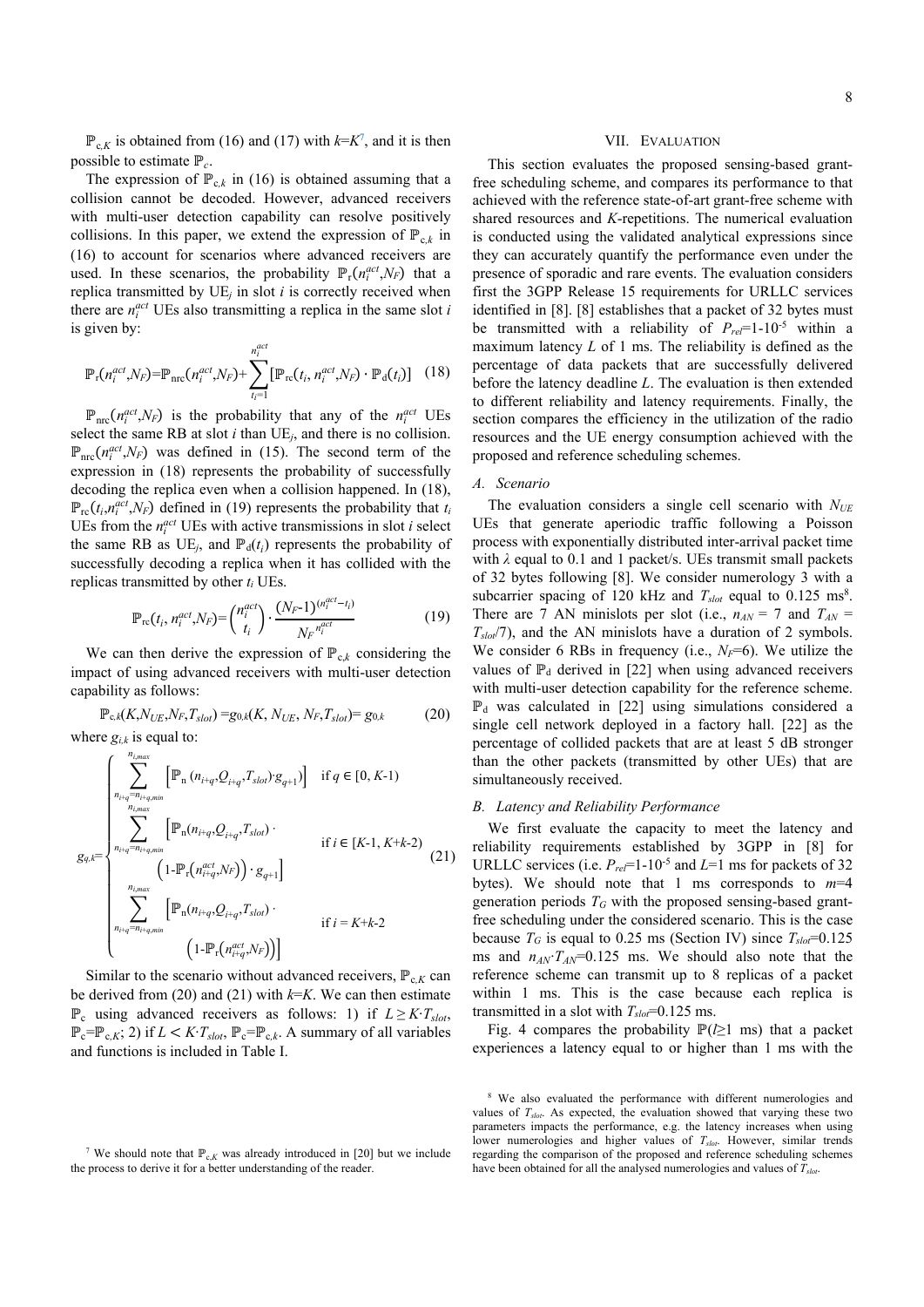$\mathbb{P}_{c,K}$ is obtained from (16) and (17) with $k$=$K$[7], and it is then possible to estimate $\mathbb{P}_c$.

The expression of $\mathbb{P}_{c,k}$ in (16) is obtained assuming that a collision cannot be decoded. However, advanced receivers with multi-user detection capability can resolve positively collisions. In this paper, we extend the expression of $\mathbb{P}_{c,k}$ in (16) to account for scenarios where advanced receivers are used. In these scenarios, the probability $\mathbb{P}_r(n_i^{act},N_F)$ that a replica transmitted by UE$_j$ in slot $i$ is correctly received when there are $n_i^{act}$ UEs also transmitting a replica in the same slot $i$ is given by:

$$\mathbb{P}_r(n_i^{act},N_F)=\mathbb{P}_{nrc}(n_i^{act},N_F)+\sum_{t_i=1}^{n_i^{act}}\left[\mathbb{P}_{rc}(t_i,\,n_i^{act},N_F)\cdot\mathbb{P}_d(t_i)\right] \quad (18)$$

$\mathbb{P}_{nrc}(n_i^{act},N_F)$ is the probability that any of the $n_i^{act}$ UEs select the same RB at slot $i$ than UE$_j$, and there is no collision. $\mathbb{P}_{nrc}(n_i^{act},N_F)$ was defined in (15). The second term of the expression in (18) represents the probability of successfully decoding the replica even when a collision happened. In (18), $\mathbb{P}_{rc}(t_i,n_i^{act},N_F)$ defined in (19) represents the probability that $t_i$ UEs from the $n_i^{act}$ UEs with active transmissions in slot $i$ select the same RB as UE$_j$, and $\mathbb{P}_d(t_i)$ represents the probability of successfully decoding a replica when it has collided with the replicas transmitted by other $t_i$ UEs.

$$\mathbb{P}_{rc}(t_i,\,n_i^{act},N_F)=\binom{n_i^{act}}{t_i}\cdot\frac{(N_F\text{-}1)^{(n_i^{act}-t_i)}}{{N_F}^{n_i^{act}}} \quad (19)$$

We can then derive the expression of $\mathbb{P}_{c,k}$ considering the impact of using advanced receivers with multi-user detection capability as follows:

$$\mathbb{P}_{c,k}(K,N_{UE},N_F,T_{slot})=g_{0,k}(K,\,N_{UE},\,N_F,T_{slot})=\,g_{0,k} \quad (20)$$

where $g_{i,k}$ is equal to:

$$g_{q,k}=\begin{cases}\displaystyle\sum_{n_{i+q}=n_{i+q,min}}^{n_{i,max}}\left[\mathbb{P}_n\,(n_{i+q},Q_{i+q},T_{slot})\cdot g_{q+1}\right] & \text{if } q\in[0,\,K\text{-}1)\\ \displaystyle\sum_{n_{i+q}=n_{i+q,min}}^{n_{i,max}}\left[\mathbb{P}_n(n_{i+q},Q_{i+q},T_{slot})\cdot\left(1\text{-}\mathbb{P}_r\!\left(n_{i+q}^{act},N_F\right)\right)\cdot g_{q+1}\right] & \text{if } i\in[K\text{-}1,\,K\text{+}k\text{-}2)\\ \displaystyle\sum_{n_{i+q}=n_{i+q,min}}^{n_{i,max}}\left[\mathbb{P}_n(n_{i+q},Q_{i+q},T_{slot})\cdot\left(1\text{-}\mathbb{P}_r\!\left(n_{i+q}^{act},N_F\right)\right)\right] & \text{if } i=K\text{+}k\text{-}2\end{cases} \quad (21)$$

Similar to the scenario without advanced receivers, $\mathbb{P}_{c,K}$ can be derived from (20) and (21) with $k$=$K$. We can then estimate $\mathbb{P}_c$ using advanced receivers as follows: 1) if $L\geq K\cdot T_{slot}$, $\mathbb{P}_c$=$\mathbb{P}_{c,K}$; 2) if $L<K\cdot T_{slot}$, $\mathbb{P}_c$=$\mathbb{P}_{c,k}$. A summary of all variables and functions is included in Table I.

## VII. Evaluation

This section evaluates the proposed sensing-based grant-free scheduling scheme, and compares its performance to that achieved with the reference state-of-art grant-free scheme with shared resources and $K$-repetitions. The numerical evaluation is conducted using the validated analytical expressions since they can accurately quantify the performance even under the presence of sporadic and rare events. The evaluation considers first the 3GPP Release 15 requirements for URLLC services identified in [8]. [8] establishes that a packet of 32 bytes must be transmitted with a reliability of $P_{rel}$=1-10$^{-5}$ within a maximum latency $L$ of 1 ms. The reliability is defined as the percentage of data packets that are successfully delivered before the latency deadline $L$. The evaluation is then extended to different reliability and latency requirements. Finally, the section compares the efficiency in the utilization of the radio resources and the UE energy consumption achieved with the proposed and reference scheduling schemes.

### A. Scenario

The evaluation considers a single cell scenario with $N_{UE}$ UEs that generate aperiodic traffic following a Poisson process with exponentially distributed inter-arrival packet time with $\lambda$ equal to 0.1 and 1 packet/s. UEs transmit small packets of 32 bytes following [8]. We consider numerology 3 with a subcarrier spacing of 120 kHz and $T_{slot}$ equal to 0.125 ms[8]. There are 7 AN minislots per slot (i.e., $n_{AN}$ = 7 and $T_{AN}$ = $T_{slot}$/7), and the AN minislots have a duration of 2 symbols. We consider 6 RBs in frequency (i.e., $N_F$=6). We utilize the values of $\mathbb{P}_d$ derived in [22] when using advanced receivers with multi-user detection capability for the reference scheme. $\mathbb{P}_d$ was calculated in [22] using simulations considered a single cell network deployed in a factory hall. [22] as the percentage of collided packets that are at least 5 dB stronger than the other packets (transmitted by other UEs) that are simultaneously received.

### B. Latency and Reliability Performance

We first evaluate the capacity to meet the latency and reliability requirements established by 3GPP in [8] for URLLC services (i.e. $P_{rel}$=1-10$^{-5}$ and $L$=1 ms for packets of 32 bytes). We should note that 1 ms corresponds to $m$=4 generation periods $T_G$ with the proposed sensing-based grant-free scheduling under the considered scenario. This is the case because $T_G$ is equal to 0.25 ms (Section IV) since $T_{slot}$=0.125 ms and $n_{AN}\cdot T_{AN}$=0.125 ms. We should also note that the reference scheme can transmit up to 8 replicas of a packet within 1 ms. This is the case because each replica is transmitted in a slot with $T_{slot}$=0.125 ms.

Fig. 4 compares the probability $\mathbb{P}(l\geq 1$ ms) that a packet experiences a latency equal to or higher than 1 ms with the

[7] We should note that $\mathbb{P}_{c,K}$ was already introduced in [20] but we include the process to derive it for a better understanding of the reader.

[8] We also evaluated the performance with different numerologies and values of $T_{slot}$. As expected, the evaluation showed that varying these two parameters impacts the performance, e.g. the latency increases when using lower numerologies and higher values of $T_{slot}$. However, similar trends regarding the comparison of the proposed and reference scheduling schemes have been obtained for all the analysed numerologies and values of $T_{slot}$.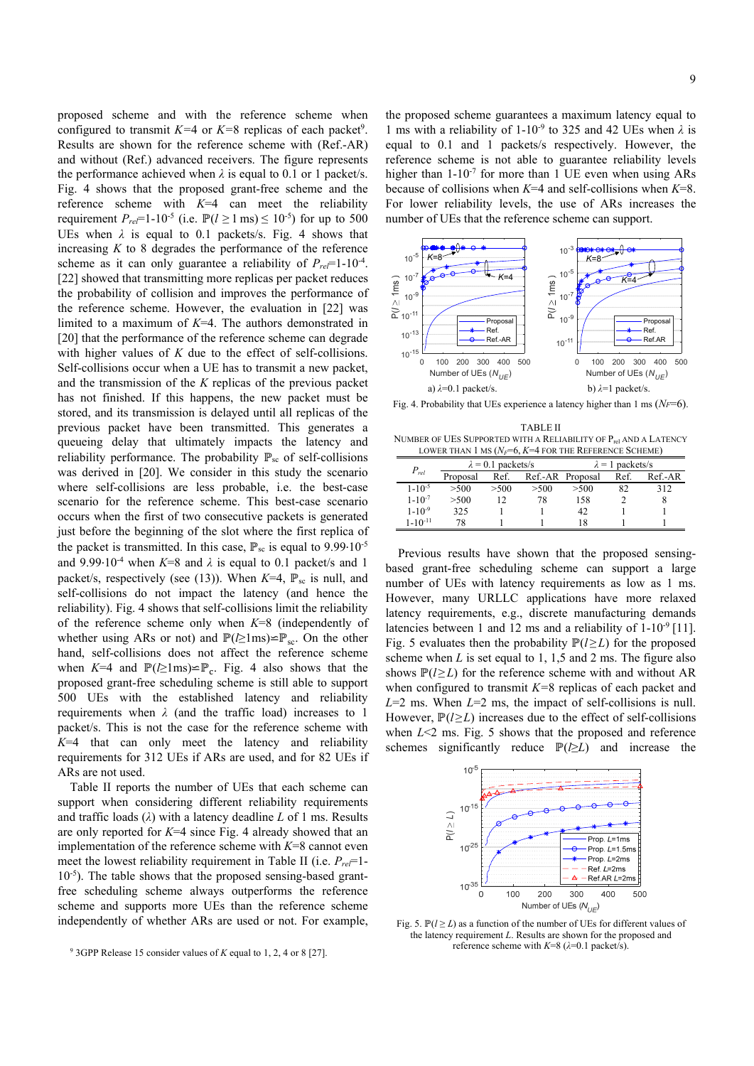proposed scheme and with the reference scheme when configured to transmit $K$=4 or $K$=8 replicas of each packet[9]. Results are shown for the reference scheme with (Ref.-AR) and without (Ref.) advanced receivers. The figure represents the performance achieved when $\lambda$ is equal to 0.1 or 1 packet/s. Fig. 4 shows that the proposed grant-free scheme and the reference scheme with $K$=4 can meet the reliability requirement $P_{rel}$=1-10$^{-5}$ (i.e. $\mathbb{P}(l \geq 1\text{ ms}) \leq 10^{-5}$) for up to 500 UEs when $\lambda$ is equal to 0.1 packets/s. Fig. 4 shows that increasing $K$ to 8 degrades the performance of the reference scheme as it can only guarantee a reliability of $P_{rel}$=1-10$^{-4}$. [22] showed that transmitting more replicas per packet reduces the probability of collision and improves the performance of the reference scheme. However, the evaluation in [22] was limited to a maximum of $K$=4. The authors demonstrated in [20] that the performance of the reference scheme can degrade with higher values of $K$ due to the effect of self-collisions. Self-collisions occur when a UE has to transmit a new packet, and the transmission of the $K$ replicas of the previous packet has not finished. If this happens, the new packet must be stored, and its transmission is delayed until all replicas of the previous packet have been transmitted. This generates a queueing delay that ultimately impacts the latency and reliability performance. The probability $\mathbb{P}_{sc}$ of self-collisions was derived in [20]. We consider in this study the scenario where self-collisions are less probable, i.e. the best-case scenario for the reference scheme. This best-case scenario occurs when the first of two consecutive packets is generated just before the beginning of the slot where the first replica of the packet is transmitted. In this case, $\mathbb{P}_{sc}$ is equal to $9.99\cdot10^{-5}$ and $9.99\cdot10^{-4}$ when $K$=8 and $\lambda$ is equal to 0.1 packet/s and 1 packet/s, respectively (see (13)). When $K$=4, $\mathbb{P}_{sc}$ is null, and self-collisions do not impact the latency (and hence the reliability). Fig. 4 shows that self-collisions limit the reliability of the reference scheme only when $K$=8 (independently of whether using ARs or not) and $\mathbb{P}(l \geq 1\text{ms}) \simeq \mathbb{P}_{sc}$. On the other hand, self-collisions does not affect the reference scheme when $K$=4 and $\mathbb{P}(l \geq 1\text{ms}) \simeq \mathbb{P}_{c}$. Fig. 4 also shows that the proposed grant-free scheduling scheme is still able to support 500 UEs with the established latency and reliability requirements when $\lambda$ (and the traffic load) increases to 1 packet/s. This is not the case for the reference scheme with $K$=4 that can only meet the latency and reliability requirements for 312 UEs if ARs are used, and for 82 UEs if ARs are not used.

Table II reports the number of UEs that each scheme can support when considering different reliability requirements and traffic loads ($\lambda$) with a latency deadline $L$ of 1 ms. Results are only reported for $K$=4 since Fig. 4 already showed that an implementation of the reference scheme with $K$=8 cannot even meet the lowest reliability requirement in Table II (i.e. $P_{rel}$=1-10$^{-5}$). The table shows that the proposed sensing-based grant-free scheduling scheme always outperforms the reference scheme and supports more UEs than the reference scheme independently of whether ARs are used or not. For example, the proposed scheme guarantees a maximum latency equal to 1 ms with a reliability of 1-10$^{-9}$ to 325 and 42 UEs when $\lambda$ is equal to 0.1 and 1 packets/s respectively. However, the reference scheme is not able to guarantee reliability levels higher than 1-10$^{-7}$ for more than 1 UE even when using ARs because of collisions when $K$=4 and self-collisions when $K$=8. For lower reliability levels, the use of ARs increases the number of UEs that the reference scheme can support.

Fig. 4. Probability that UEs experience a latency higher than 1 ms ($N_F$=6). a) $\lambda$=0.1 packet/s. b) $\lambda$=1 packet/s.

TABLE II
NUMBER OF UES SUPPORTED WITH A RELIABILITY OF $P_{rel}$ AND A LATENCY LOWER THAN 1 MS ($N_F$=6, $K$=4 FOR THE REFERENCE SCHEME)

| $P_{rel}$ | $\lambda$ = 0.1 packets/s | | | $\lambda$ = 1 packets/s | | |
|---|---|---|---|---|---|---|
| | Proposal | Ref. | Ref.-AR | Proposal | Ref. | Ref.-AR |
| 1-10$^{-5}$ | >500 | >500 | >500 | >500 | 82 | 312 |
| 1-10$^{-7}$ | >500 | 12 | 78 | 158 | 2 | 8 |
| 1-10$^{-9}$ | 325 | 1 | 1 | 42 | 1 | 1 |
| 1-10$^{-11}$ | 78 | 1 | 1 | 18 | 1 | 1 |

Previous results have shown that the proposed sensing-based grant-free scheduling scheme can support a large number of UEs with latency requirements as low as 1 ms. However, many URLLC applications have more relaxed latency requirements, e.g., discrete manufacturing demands latencies between 1 and 12 ms and a reliability of 1-10$^{-9}$ [11]. Fig. 5 evaluates then the probability $\mathbb{P}(l \geq L)$ for the proposed scheme when $L$ is set equal to 1, 1,5 and 2 ms. The figure also shows $\mathbb{P}(l \geq L)$ for the reference scheme with and without AR when configured to transmit $K$=8 replicas of each packet and $L$=2 ms. When $L$=2 ms, the impact of self-collisions is null. However, $\mathbb{P}(l \geq L)$ increases due to the effect of self-collisions when $L$<2 ms. Fig. 5 shows that the proposed and reference schemes significantly reduce $\mathbb{P}(l \geq L)$ and increase the

Fig. 5. $\mathbb{P}(l \geq L)$ as a function of the number of UEs for different values of the latency requirement $L$. Results are shown for the proposed and reference scheme with $K$=8 ($\lambda$=0.1 packet/s).

[9] 3GPP Release 15 consider values of $K$ equal to 1, 2, 4 or 8 [27].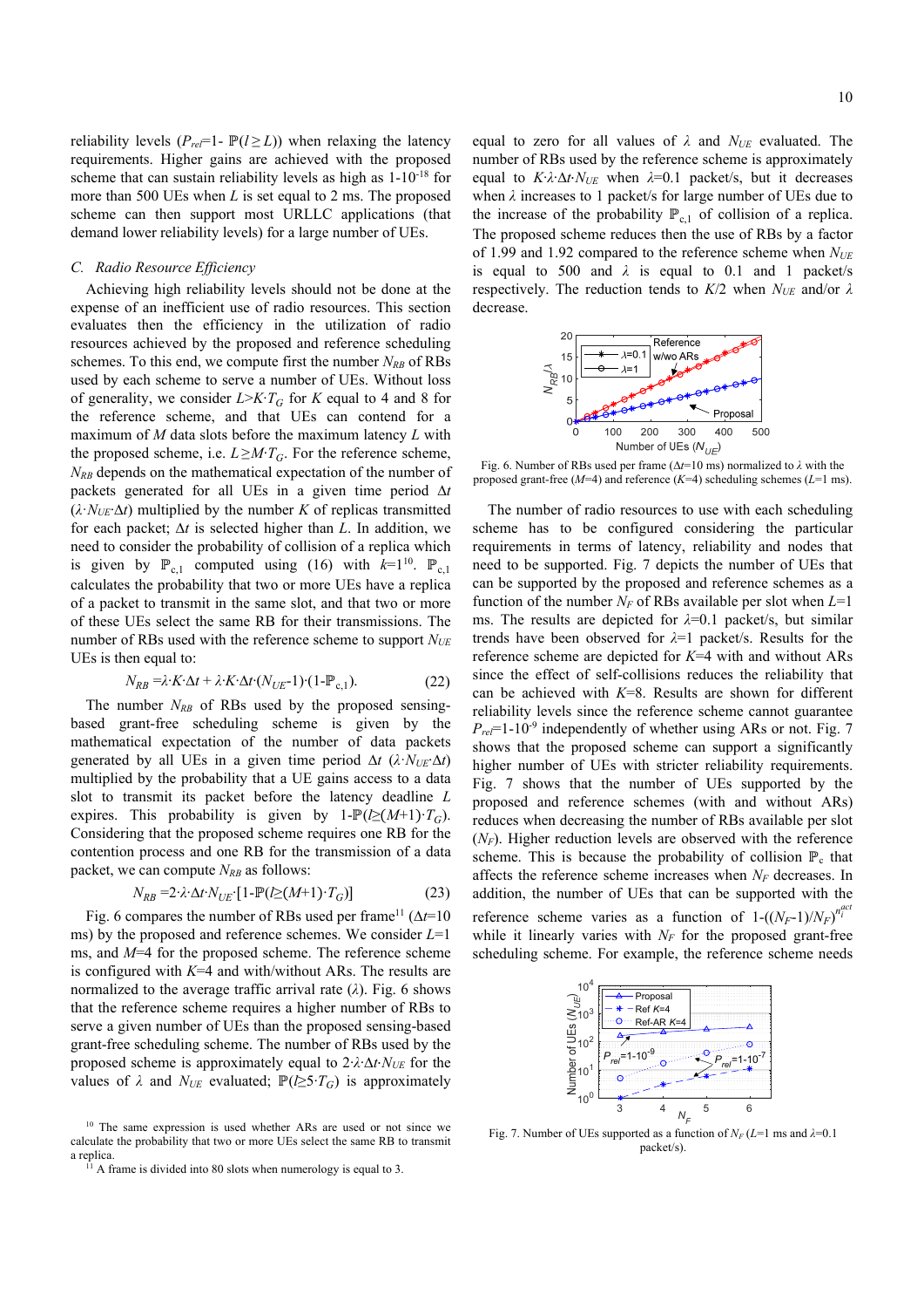reliability levels ($P_{rel}$=1- $\mathbb{P}(l \geq L)$) when relaxing the latency requirements. Higher gains are achieved with the proposed scheme that can sustain reliability levels as high as $1\text{-}10^{-18}$ for more than 500 UEs when $L$ is set equal to 2 ms. The proposed scheme can then support most URLLC applications (that demand lower reliability levels) for a large number of UEs.

### C. Radio Resource Efficiency

Achieving high reliability levels should not be done at the expense of an inefficient use of radio resources. This section evaluates then the efficiency in the utilization of radio resources achieved by the proposed and reference scheduling schemes. To this end, we compute first the number $N_{RB}$ of RBs used by each scheme to serve a number of UEs. Without loss of generality, we consider $L>K\cdot T_G$ for $K$ equal to 4 and 8 for the reference scheme, and that UEs can contend for a maximum of $M$ data slots before the maximum latency $L$ with the proposed scheme, i.e. $L \geq M\cdot T_G$. For the reference scheme, $N_{RB}$ depends on the mathematical expectation of the number of packets generated for all UEs in a given time period $\Delta t$ ($\lambda\cdot N_{UE}\cdot\Delta t$) multiplied by the number $K$ of replicas transmitted for each packet; $\Delta t$ is selected higher than $L$. In addition, we need to consider the probability of collision of a replica which is given by $\mathbb{P}_{c,1}$ computed using (16) with $k$=1[10]. $\mathbb{P}_{c,1}$ calculates the probability that two or more UEs have a replica of a packet to transmit in the same slot, and that two or more of these UEs select the same RB for their transmissions. The number of RBs used with the reference scheme to support $N_{UE}$ UEs is then equal to:

$$N_{RB} = \lambda\cdot K\cdot\Delta t + \lambda\cdot K\cdot\Delta t\cdot(N_{UE}\text{-}1)\cdot(1\text{-}\mathbb{P}_{c,1}). \tag{22}$$

The number $N_{RB}$ of RBs used by the proposed sensing-based grant-free scheduling scheme is given by the mathematical expectation of the number of data packets generated by all UEs in a given time period $\Delta t$ ($\lambda\cdot N_{UE}\cdot\Delta t$) multiplied by the probability that a UE gains access to a data slot to transmit its packet before the latency deadline $L$ expires. This probability is given by $1\text{-}\mathbb{P}(l\geq(M+1)\cdot T_G)$. Considering that the proposed scheme requires one RB for the contention process and one RB for the transmission of a data packet, we can compute $N_{RB}$ as follows:

$$N_{RB} = 2\cdot\lambda\cdot\Delta t\cdot N_{UE}\cdot[1\text{-}\mathbb{P}(l\geq(M+1)\cdot T_G)] \tag{23}$$

Fig. 6 compares the number of RBs used per frame[11] ($\Delta t$=10 ms) by the proposed and reference schemes. We consider $L$=1 ms, and $M$=4 for the proposed scheme. The reference scheme is configured with $K$=4 and with/without ARs. The results are normalized to the average traffic arrival rate ($\lambda$). Fig. 6 shows that the reference scheme requires a higher number of RBs to serve a given number of UEs than the proposed sensing-based grant-free scheduling scheme. The number of RBs used by the proposed scheme is approximately equal to $2\cdot\lambda\cdot\Delta t\cdot N_{UE}$ for the values of $\lambda$ and $N_{UE}$ evaluated; $\mathbb{P}(l\geq 5\cdot T_G)$ is approximately equal to zero for all values of $\lambda$ and $N_{UE}$ evaluated. The number of RBs used by the reference scheme is approximately equal to $K\cdot\lambda\cdot\Delta t\cdot N_{UE}$ when $\lambda$=0.1 packet/s, but it decreases when $\lambda$ increases to 1 packet/s for large number of UEs due to the increase of the probability $\mathbb{P}_{c,1}$ of collision of a replica. The proposed scheme reduces then the use of RBs by a factor of 1.99 and 1.92 compared to the reference scheme when $N_{UE}$ is equal to 500 and $\lambda$ is equal to 0.1 and 1 packet/s respectively. The reduction tends to $K$/2 when $N_{UE}$ and/or $\lambda$ decrease.

Fig. 6. Number of RBs used per frame ($\Delta t$=10 ms) normalized to $\lambda$ with the proposed grant-free ($M$=4) and reference ($K$=4) scheduling schemes ($L$=1 ms).

The number of radio resources to use with each scheduling scheme has to be configured considering the particular requirements in terms of latency, reliability and nodes that need to be supported. Fig. 7 depicts the number of UEs that can be supported by the proposed and reference schemes as a function of the number $N_F$ of RBs available per slot when $L$=1 ms. The results are depicted for $\lambda$=0.1 packet/s, but similar trends have been observed for $\lambda$=1 packet/s. Results for the reference scheme are depicted for $K$=4 with and without ARs since the effect of self-collisions reduces the reliability that can be achieved with $K$=8. Results are shown for different reliability levels since the reference scheme cannot guarantee $P_{rel}$=$1\text{-}10^{-9}$ independently of whether using ARs or not. Fig. 7 shows that the proposed scheme can support a significantly higher number of UEs with stricter reliability requirements. Fig. 7 shows that the number of UEs supported by the proposed and reference schemes (with and without ARs) reduces when decreasing the number of RBs available per slot ($N_F$). Higher reduction levels are observed with the reference scheme. This is because the probability of collision $\mathbb{P}_c$ that affects the reference scheme increases when $N_F$ decreases. In addition, the number of UEs that can be supported with the reference scheme varies as a function of $1\text{-}((N_F\text{-}1)/N_F)^{n_i^{act}}$ while it linearly varies with $N_F$ for the proposed grant-free scheduling scheme. For example, the reference scheme needs

Fig. 7. Number of UEs supported as a function of $N_F$ ($L$=1 ms and $\lambda$=0.1 packet/s).

[10] The same expression is used whether ARs are used or not since we calculate the probability that two or more UEs select the same RB to transmit a replica.

[11] A frame is divided into 80 slots when numerology is equal to 3.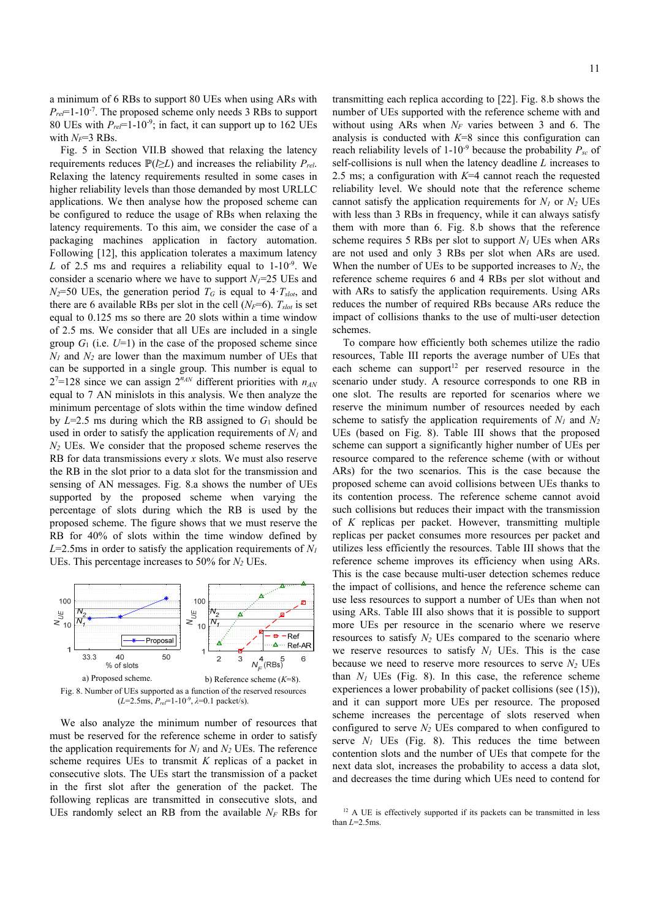a minimum of 6 RBs to support 80 UEs when using ARs with $P_{rel}$=1-10$^{-7}$. The proposed scheme only needs 3 RBs to support 80 UEs with $P_{rel}$=1-10$^{-9}$; in fact, it can support up to 162 UEs with $N_F$=3 RBs.

Fig. 5 in Section VII.B showed that relaxing the latency requirements reduces $\mathbb{P}(l \geq L)$ and increases the reliability $P_{rel}$. Relaxing the latency requirements resulted in some cases in higher reliability levels than those demanded by most URLLC applications. We then analyse how the proposed scheme can be configured to reduce the usage of RBs when relaxing the latency requirements. To this aim, we consider the case of a packaging machines application in factory automation. Following [12], this application tolerates a maximum latency $L$ of 2.5 ms and requires a reliability equal to 1-10$^{-9}$. We consider a scenario where we have to support $N_1$=25 UEs and $N_2$=50 UEs, the generation period $T_G$ is equal to 4·$T_{slot}$, and there are 6 available RBs per slot in the cell ($N_F$=6). $T_{slot}$ is set equal to 0.125 ms so there are 20 slots within a time window of 2.5 ms. We consider that all UEs are included in a single group $G_1$ (i.e. $U$=1) in the case of the proposed scheme since $N_1$ and $N_2$ are lower than the maximum number of UEs that can be supported in a single group. This number is equal to $2^7$=128 since we can assign $2^{n_{AN}}$ different priorities with $n_{AN}$ equal to 7 AN minislots in this analysis. We then analyze the minimum percentage of slots within the time window defined by $L$=2.5 ms during which the RB assigned to $G_1$ should be used in order to satisfy the application requirements of $N_1$ and $N_2$ UEs. We consider that the proposed scheme reserves the RB for data transmissions every $x$ slots. We must also reserve the RB in the slot prior to a data slot for the transmission and sensing of AN messages. Fig. 8.a shows the number of UEs supported by the proposed scheme when varying the percentage of slots during which the RB is used by the proposed scheme. The figure shows that we must reserve the RB for 40% of slots within the time window defined by $L$=2.5ms in order to satisfy the application requirements of $N_1$ UEs. This percentage increases to 50% for $N_2$ UEs.

a) Proposed scheme. b) Reference scheme ($K$=8).

Fig. 8. Number of UEs supported as a function of the reserved resources ($L$=2.5ms, $P_{rel}$=1-10$^{-9}$, $\lambda$=0.1 packet/s).

We also analyze the minimum number of resources that must be reserved for the reference scheme in order to satisfy the application requirements for $N_1$ and $N_2$ UEs. The reference scheme requires UEs to transmit $K$ replicas of a packet in consecutive slots. The UEs start the transmission of a packet in the first slot after the generation of the packet. The following replicas are transmitted in consecutive slots, and UEs randomly select an RB from the available $N_F$ RBs for transmitting each replica according to [22]. Fig. 8.b shows the number of UEs supported with the reference scheme with and without using ARs when $N_F$ varies between 3 and 6. The analysis is conducted with $K$=8 since this configuration can reach reliability levels of 1-10$^{-9}$ because the probability $P_{sc}$ of self-collisions is null when the latency deadline $L$ increases to 2.5 ms; a configuration with $K$=4 cannot reach the requested reliability level. We should note that the reference scheme cannot satisfy the application requirements for $N_1$ or $N_2$ UEs with less than 3 RBs in frequency, while it can always satisfy them with more than 6. Fig. 8.b shows that the reference scheme requires 5 RBs per slot to support $N_1$ UEs when ARs are not used and only 3 RBs per slot when ARs are used. When the number of UEs to be supported increases to $N_2$, the reference scheme requires 6 and 4 RBs per slot without and with ARs to satisfy the application requirements. Using ARs reduces the number of required RBs because ARs reduce the impact of collisions thanks to the use of multi-user detection schemes.

To compare how efficiently both schemes utilize the radio resources, Table III reports the average number of UEs that each scheme can support[12] per reserved resource in the scenario under study. A resource corresponds to one RB in one slot. The results are reported for scenarios where we reserve the minimum number of resources needed by each scheme to satisfy the application requirements of $N_1$ and $N_2$ UEs (based on Fig. 8). Table III shows that the proposed scheme can support a significantly higher number of UEs per resource compared to the reference scheme (with or without ARs) for the two scenarios. This is the case because the proposed scheme can avoid collisions between UEs thanks to its contention process. The reference scheme cannot avoid such collisions but reduces their impact with the transmission of $K$ replicas per packet. However, transmitting multiple replicas per packet consumes more resources per packet and utilizes less efficiently the resources. Table III shows that the reference scheme improves its efficiency when using ARs. This is the case because multi-user detection schemes reduce the impact of collisions, and hence the reference scheme can use less resources to support a number of UEs than when not using ARs. Table III also shows that it is possible to support more UEs per resource in the scenario where we reserve resources to satisfy $N_2$ UEs compared to the scenario where we reserve resources to satisfy $N_1$ UEs. This is the case because we need to reserve more resources to serve $N_2$ UEs than $N_1$ UEs (Fig. 8). In this case, the reference scheme experiences a lower probability of packet collisions (see (15)), and it can support more UEs per resource. The proposed scheme increases the percentage of slots reserved when configured to serve $N_2$ UEs compared to when configured to serve $N_1$ UEs (Fig. 8). This reduces the time between contention slots and the number of UEs that compete for the next data slot, increases the probability to access a data slot, and decreases the time during which UEs need to contend for

[12] A UE is effectively supported if its packets can be transmitted in less than $L$=2.5ms.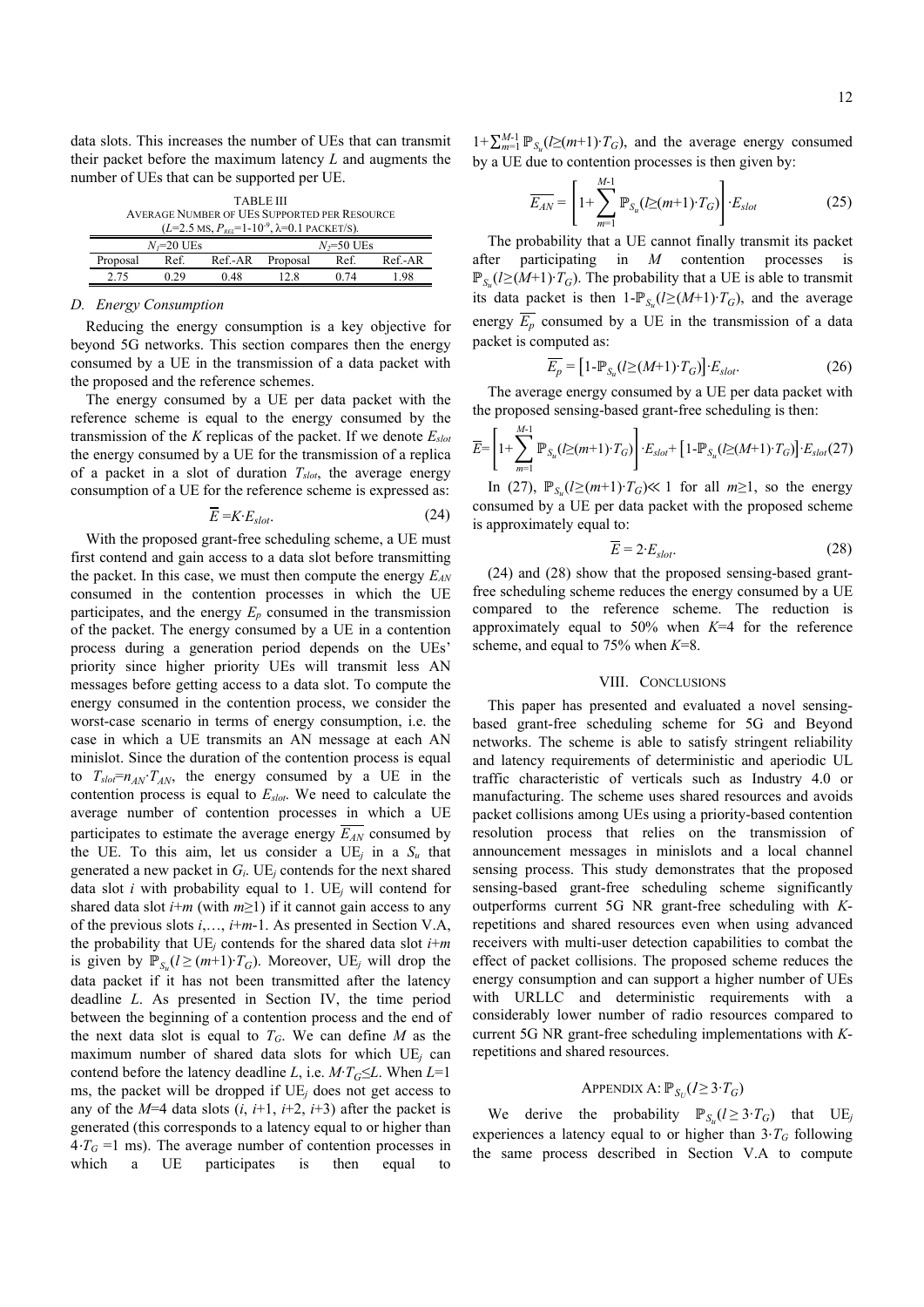data slots. This increases the number of UEs that can transmit their packet before the maximum latency $L$ and augments the number of UEs that can be supported per UE.

TABLE III
AVERAGE NUMBER OF UES SUPPORTED PER RESOURCE
($L$=2.5 MS, $P_{REL}$=1-10$^{-9}$, λ=0.1 PACKET/S).

| $N_l$=20 UEs | | | $N_l$=50 UEs | | |
|---|---|---|---|---|---|
| Proposal | Ref. | Ref.-AR | Proposal | Ref. | Ref.-AR |
| 2.75 | 0.29 | 0.48 | 12.8 | 0.74 | 1.98 |

### D. Energy Consumption

Reducing the energy consumption is a key objective for beyond 5G networks. This section compares then the energy consumed by a UE in the transmission of a data packet with the proposed and the reference schemes.

The energy consumed by a UE per data packet with the reference scheme is equal to the energy consumed by the transmission of the $K$ replicas of the packet. If we denote $E_{slot}$ the energy consumed by a UE for the transmission of a replica of a packet in a slot of duration $T_{slot}$, the average energy consumption of a UE for the reference scheme is expressed as:

$$\overline{E} = K \cdot E_{slot}. \tag{24}$$

With the proposed grant-free scheduling scheme, a UE must first contend and gain access to a data slot before transmitting the packet. In this case, we must then compute the energy $E_{AN}$ consumed in the contention processes in which the UE participates, and the energy $E_p$ consumed in the transmission of the packet. The energy consumed by a UE in a contention process during a generation period depends on the UEs' priority since higher priority UEs will transmit less AN messages before getting access to a data slot. To compute the energy consumed in the contention process, we consider the worst-case scenario in terms of energy consumption, i.e. the case in which a UE transmits an AN message at each AN minislot. Since the duration of the contention process is equal to $T_{slot}=n_{AN} \cdot T_{AN}$, the energy consumed by a UE in the contention process is equal to $E_{slot}$. We need to calculate the average number of contention processes in which a UE participates to estimate the average energy $\overline{E_{AN}}$ consumed by the UE. To this aim, let us consider a UE$_j$ in a $S_u$ that generated a new packet in $G_i$. UE$_j$ contends for the next shared data slot $i$ with probability equal to 1. UE$_j$ will contend for shared data slot $i+m$ (with $m\geq1$) if it cannot gain access to any of the previous slots $i,\ldots, i+m$-1. As presented in Section V.A, the probability that UE$_j$ contends for the shared data slot $i+m$ is given by $\mathbb{P}_{S_u}(l \geq (m+1) \cdot T_G)$. Moreover, UE$_j$ will drop the data packet if it has not been transmitted after the latency deadline $L$. As presented in Section IV, the time period between the beginning of a contention process and the end of the next data slot is equal to $T_G$. We can define $M$ as the maximum number of shared data slots for which UE$_j$ can contend before the latency deadline $L$, i.e. $M \cdot T_G \leq L$. When $L$=1 ms, the packet will be dropped if UE$_j$ does not get access to any of the $M$=4 data slots ($i$, $i$+1, $i$+2, $i$+3) after the packet is generated (this corresponds to a latency equal to or higher than $4 \cdot T_G$ =1 ms). The average number of contention processes in which a UE participates is then equal to $1+\sum_{m=1}^{M-1} \mathbb{P}_{S_u}(l \geq (m+1) \cdot T_G)$, and the average energy consumed by a UE due to contention processes is then given by:

$$\overline{E_{AN}} = \left[1+\sum_{m=1}^{M-1} \mathbb{P}_{S_u}(l \geq (m+1) \cdot T_G)\right] \cdot E_{slot} \tag{25}$$

The probability that a UE cannot finally transmit its packet after participating in $M$ contention processes is $\mathbb{P}_{S_u}(l \geq (M+1) \cdot T_G)$. The probability that a UE is able to transmit its data packet is then $1-\mathbb{P}_{S_u}(l \geq (M+1) \cdot T_G)$, and the average energy $\overline{E_p}$ consumed by a UE in the transmission of a data packet is computed as:

$$\overline{E_p} = \left[1-\mathbb{P}_{S_u}(l \geq (M+1) \cdot T_G)\right] \cdot E_{slot}. \tag{26}$$

The average energy consumed by a UE per data packet with the proposed sensing-based grant-free scheduling is then:

$$\overline{E} = \left[1+\sum_{m=1}^{M-1} \mathbb{P}_{S_u}(l \geq (m+1) \cdot T_G)\right] \cdot E_{slot} + \left[1-\mathbb{P}_{S_u}(l \geq (M+1) \cdot T_G)\right] \cdot E_{slot} \tag{27}$$

In (27), $\mathbb{P}_{S_u}(l \geq (m+1) \cdot T_G) \ll 1$ for all $m\geq1$, so the energy consumed by a UE per data packet with the proposed scheme is approximately equal to:

$$\overline{E} = 2 \cdot E_{slot}. \tag{28}$$

(24) and (28) show that the proposed sensing-based grant-free scheduling scheme reduces the energy consumed by a UE compared to the reference scheme. The reduction is approximately equal to 50% when $K$=4 for the reference scheme, and equal to 75% when $K$=8.

## VIII. CONCLUSIONS

This paper has presented and evaluated a novel sensing-based grant-free scheduling scheme for 5G and Beyond networks. The scheme is able to satisfy stringent reliability and latency requirements of deterministic and aperiodic UL traffic characteristic of verticals such as Industry 4.0 or manufacturing. The scheme uses shared resources and avoids packet collisions among UEs using a priority-based contention resolution process that relies on the transmission of announcement messages in minislots and a local channel sensing process. This study demonstrates that the proposed sensing-based grant-free scheduling scheme significantly outperforms current 5G NR grant-free scheduling with $K$-repetitions and shared resources even when using advanced receivers with multi-user detection capabilities to combat the effect of packet collisions. The proposed scheme reduces the energy consumption and can support a higher number of UEs with URLLC and deterministic requirements with a considerably lower number of radio resources compared to current 5G NR grant-free scheduling implementations with $K$-repetitions and shared resources.

## APPENDIX A: $\mathbb{P}_{S_U}(l \geq 3 \cdot T_G)$

We derive the probability $\mathbb{P}_{S_u}(l \geq 3 \cdot T_G)$ that UE$_j$ experiences a latency equal to or higher than $3 \cdot T_G$ following the same process described in Section V.A to compute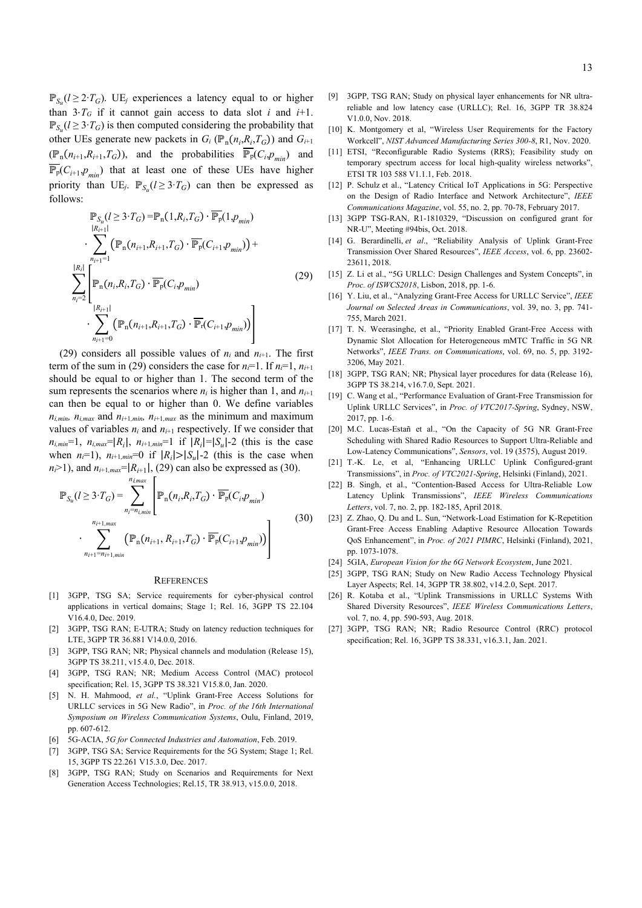$\mathbb{P}_{S_u}(l \geq 2{\cdot}T_G)$. UE$_j$ experiences a latency equal to or higher than $3{\cdot}T_G$ if it cannot gain access to data slot $i$ and $i$+1. $\mathbb{P}_{S_u}(l \geq 3{\cdot}T_G)$ is then computed considering the probability that other UEs generate new packets in $G_i$ ($\mathbb{P}_n(n_i,R_i,T_G)$) and $G_{i+1}$ ($\mathbb{P}_n(n_{i+1},R_{i+1},T_G)$), and the probabilities $\overline{\mathbb{P}_p}(C_i,p_{min})$ and $\overline{\mathbb{P}_p}(C_{i+1},p_{min})$ that at least one of these UEs have higher priority than UE$_j$. $\mathbb{P}_{S_u}(l \geq 3{\cdot}T_G)$ can then be expressed as follows:

$$
\begin{aligned}
\mathbb{P}_{S_u}(l \geq 3{\cdot}T_G) = & \mathbb{P}_n(1,R_i,T_G) \cdot \overline{\mathbb{P}_p}(1,p_{min}) \\
& \cdot \sum_{n_{i+1}=1}^{|R_{i+1}|} \left( \mathbb{P}_n(n_{i+1},R_{i+1},T_G) \cdot \overline{\mathbb{P}_p}(C_{i+1},p_{min}) \right) + \\
& \sum_{n_i=2}^{|R_i|} \left[ \mathbb{P}_n(n_i,R_i,T_G) \cdot \overline{\mathbb{P}_p}(C_i,p_{min}) \right. \\
& \left. \cdot \sum_{n_{i+1}=0}^{|R_{i+1}|} \left( \mathbb{P}_n(n_{i+1},R_{i+1},T_G) \cdot \overline{\mathbb{P}_r}(C_{i+1},p_{min}) \right) \right]
\end{aligned}
\tag{29}
$$

(29) considers all possible values of $n_i$ and $n_{i+1}$. The first term of the sum in (29) considers the case for $n_i$=1. If $n_i$=1, $n_{i+1}$ should be equal to or higher than 1. The second term of the sum represents the scenarios where $n_i$ is higher than 1, and $n_{i+1}$ can then be equal to or higher than 0. We define variables $n_{i,min}$, $n_{i,max}$ and $n_{i+1,min}$, $n_{i+1,max}$ as the minimum and maximum values of variables $n_i$ and $n_{i+1}$ respectively. If we consider that $n_{i,min}$=1, $n_{i,max}$=$|R_i|$, $n_{i+1,min}$=1 if $|R_i|$=$|S_u|$-2 (this is the case when $n_i$=1), $n_{i+1,min}$=0 if $|R_i|$>$|S_u|$-2 (this is the case when $n_i$>1), and $n_{i+1,max}$=$|R_{i+1}|$, (29) can also be expressed as (30).

$$
\begin{aligned}
\mathbb{P}_{S_u}(l \geq 3{\cdot}T_G) = & \sum_{n_i=n_{i,min}}^{n_{i,max}} \left[ \mathbb{P}_n(n_i,R_i,T_G) \cdot \overline{\mathbb{P}_p}(C_i,p_{min}) \right. \\
& \left. \cdot \sum_{n_{i+1}=n_{i+1,min}}^{n_{i+1,max}} \left( \mathbb{P}_n(n_{i+1}, R_{i+1},T_G) \cdot \overline{\mathbb{P}_p}(C_{i+1},p_{min}) \right) \right]
\end{aligned}
\tag{30}
$$

## References

[1] 3GPP, TSG SA; Service requirements for cyber-physical control applications in vertical domains; Stage 1; Rel. 16, 3GPP TS 22.104 V16.4.0, Dec. 2019.

[2] 3GPP, TSG RAN; E-UTRA; Study on latency reduction techniques for LTE, 3GPP TR 36.881 V14.0.0, 2016.

[3] 3GPP, TSG RAN; NR; Physical channels and modulation (Release 15), 3GPP TS 38.211, v15.4.0, Dec. 2018.

[4] 3GPP, TSG RAN; NR; Medium Access Control (MAC) protocol specification; Rel. 15, 3GPP TS 38.321 V15.8.0, Jan. 2020.

[5] N. H. Mahmood, *et al.*, "Uplink Grant-Free Access Solutions for URLLC services in 5G New Radio", in *Proc. of the 16th International Symposium on Wireless Communication Systems*, Oulu, Finland, 2019, pp. 607-612.

[6] 5G-ACIA, *5G for Connected Industries and Automation*, Feb. 2019.

[7] 3GPP, TSG SA; Service Requirements for the 5G System; Stage 1; Rel. 15, 3GPP TS 22.261 V15.3.0, Dec. 2017.

[8] 3GPP, TSG RAN; Study on Scenarios and Requirements for Next Generation Access Technologies; Rel.15, TR 38.913, v15.0.0, 2018.

[9] 3GPP, TSG RAN; Study on physical layer enhancements for NR ultra-reliable and low latency case (URLLC); Rel. 16, 3GPP TR 38.824 V1.0.0, Nov. 2018.

[10] K. Montgomery et al, "Wireless User Requirements for the Factory Workcell", *NIST Advanced Manufacturing Series 300-8*, R1, Nov. 2020.

[11] ETSI, "Reconfigurable Radio Systems (RRS); Feasibility study on temporary spectrum access for local high-quality wireless networks", ETSI TR 103 588 V1.1.1, Feb. 2018.

[12] P. Schulz et al., "Latency Critical IoT Applications in 5G: Perspective on the Design of Radio Interface and Network Architecture", *IEEE Communications Magazine*, vol. 55, no. 2, pp. 70-78, February 2017.

[13] 3GPP TSG-RAN, R1-1810329, "Discussion on configured grant for NR-U", Meeting #94bis, Oct. 2018.

[14] G. Berardinelli, *et al*., "Reliability Analysis of Uplink Grant-Free Transmission Over Shared Resources", *IEEE Access*, vol. 6, pp. 23602-23611, 2018.

[15] Z. Li et al., "5G URLLC: Design Challenges and System Concepts", in *Proc. of ISWCS2018*, Lisbon, 2018, pp. 1-6.

[16] Y. Liu, et al., "Analyzing Grant-Free Access for URLLC Service", *IEEE Journal on Selected Areas in Communications*, vol. 39, no. 3, pp. 741-755, March 2021.

[17] T. N. Weerasinghe, et al., "Priority Enabled Grant-Free Access with Dynamic Slot Allocation for Heterogeneous mMTC Traffic in 5G NR Networks", *IEEE Trans. on Communications*, vol. 69, no. 5, pp. 3192-3206, May 2021.

[18] 3GPP, TSG RAN; NR; Physical layer procedures for data (Release 16), 3GPP TS 38.214, v16.7.0, Sept. 2021.

[19] C. Wang et al., "Performance Evaluation of Grant-Free Transmission for Uplink URLLC Services", in *Proc. of VTC2017-Spring*, Sydney, NSW, 2017, pp. 1-6.

[20] M.C. Lucas-Estañ et al., "On the Capacity of 5G NR Grant-Free Scheduling with Shared Radio Resources to Support Ultra-Reliable and Low-Latency Communications", *Sensors*, vol. 19 (3575), August 2019.

[21] T.-K. Le, et al, "Enhancing URLLC Uplink Configured-grant Transmissions", in *Proc. of VTC2021-Spring*, Helsinki (Finland), 2021.

[22] B. Singh, et al., "Contention-Based Access for Ultra-Reliable Low Latency Uplink Transmissions", *IEEE Wireless Communications Letters*, vol. 7, no. 2, pp. 182-185, April 2018.

[23] Z. Zhao, Q. Du and L. Sun, "Network-Load Estimation for K-Repetition Grant-Free Access Enabling Adaptive Resource Allocation Towards QoS Enhancement", in *Proc. of 2021 PIMRC*, Helsinki (Finland), 2021, pp. 1073-1078.

[24] 5GIA, *European Vision for the 6G Network Ecosystem*, June 2021.

[25] 3GPP, TSG RAN; Study on New Radio Access Technology Physical Layer Aspects; Rel. 14, 3GPP TR 38.802, v14.2.0, Sept. 2017.

[26] R. Kotaba et al., "Uplink Transmissions in URLLC Systems With Shared Diversity Resources", *IEEE Wireless Communications Letters*, vol. 7, no. 4, pp. 590-593, Aug. 2018.

[27] 3GPP, TSG RAN; NR; Radio Resource Control (RRC) protocol specification; Rel. 16, 3GPP TS 38.331, v16.3.1, Jan. 2021.